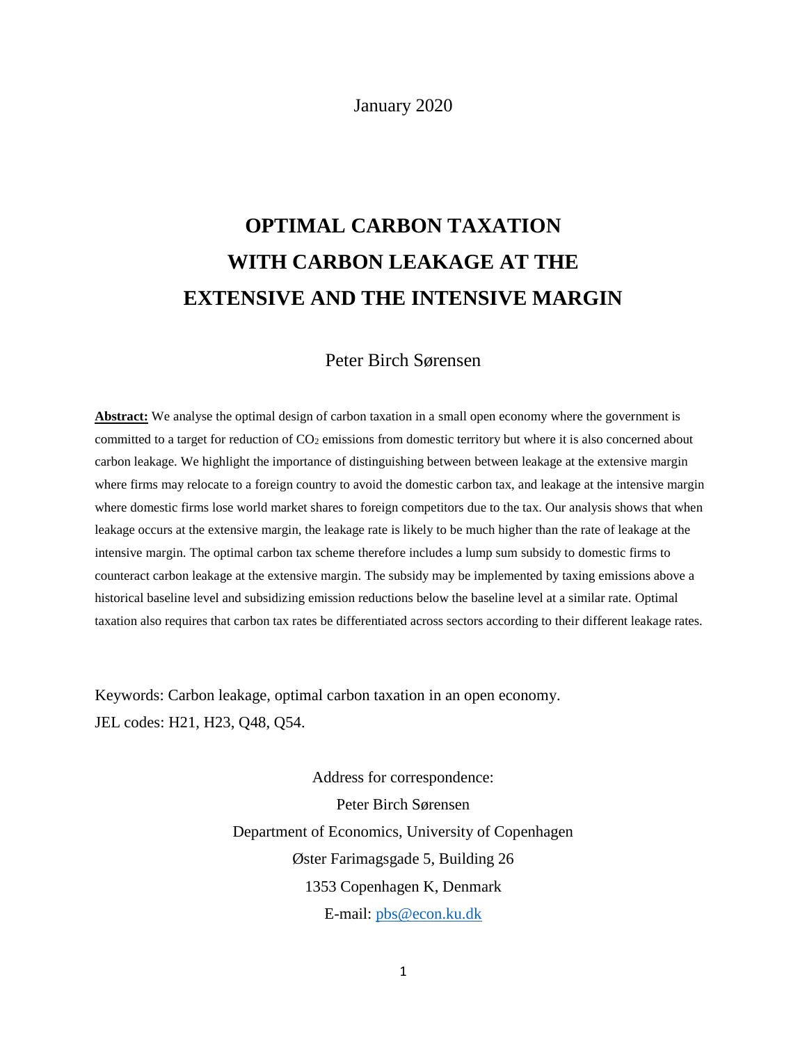January 2020

# OPTIMAL CARBON TAXATION WITH CARBON LEAKAGE AT THE EXTENSIVE AND THE INTENSIVE MARGIN

Peter Birch Sørensen

**Abstract:** We analyse the optimal design of carbon taxation in a small open economy where the government is committed to a target for reduction of $CO_2$ emissions from domestic territory but where it is also concerned about carbon leakage. We highlight the importance of distinguishing between between leakage at the extensive margin where firms may relocate to a foreign country to avoid the domestic carbon tax, and leakage at the intensive margin where domestic firms lose world market shares to foreign competitors due to the tax. Our analysis shows that when leakage occurs at the extensive margin, the leakage rate is likely to be much higher than the rate of leakage at the intensive margin. The optimal carbon tax scheme therefore includes a lump sum subsidy to domestic firms to counteract carbon leakage at the extensive margin. The subsidy may be implemented by taxing emissions above a historical baseline level and subsidizing emission reductions below the baseline level at a similar rate. Optimal taxation also requires that carbon tax rates be differentiated across sectors according to their different leakage rates.

Keywords: Carbon leakage, optimal carbon taxation in an open economy.
JEL codes: H21, H23, Q48, Q54.

Address for correspondence:
Peter Birch Sørensen
Department of Economics, University of Copenhagen
Øster Farimagsgade 5, Building 26
1353 Copenhagen K, Denmark
E-mail: pbs@econ.ku.dk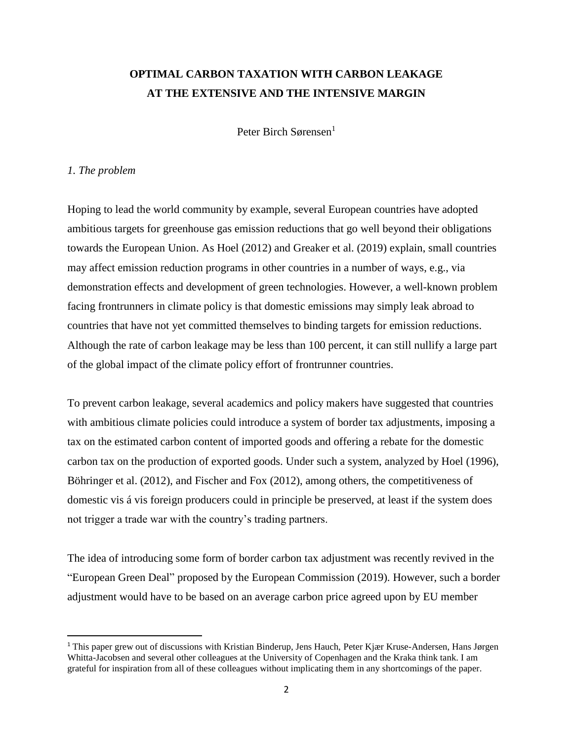# OPTIMAL CARBON TAXATION WITH CARBON LEAKAGE AT THE EXTENSIVE AND THE INTENSIVE MARGIN

Peter Birch Sørensen[1]

*1. The problem*

Hoping to lead the world community by example, several European countries have adopted ambitious targets for greenhouse gas emission reductions that go well beyond their obligations towards the European Union. As Hoel (2012) and Greaker et al. (2019) explain, small countries may affect emission reduction programs in other countries in a number of ways, e.g., via demonstration effects and development of green technologies. However, a well-known problem facing frontrunners in climate policy is that domestic emissions may simply leak abroad to countries that have not yet committed themselves to binding targets for emission reductions. Although the rate of carbon leakage may be less than 100 percent, it can still nullify a large part of the global impact of the climate policy effort of frontrunner countries.

To prevent carbon leakage, several academics and policy makers have suggested that countries with ambitious climate policies could introduce a system of border tax adjustments, imposing a tax on the estimated carbon content of imported goods and offering a rebate for the domestic carbon tax on the production of exported goods. Under such a system, analyzed by Hoel (1996), Böhringer et al. (2012), and Fischer and Fox (2012), among others, the competitiveness of domestic vis á vis foreign producers could in principle be preserved, at least if the system does not trigger a trade war with the country's trading partners.

The idea of introducing some form of border carbon tax adjustment was recently revived in the "European Green Deal" proposed by the European Commission (2019). However, such a border adjustment would have to be based on an average carbon price agreed upon by EU member

[1] This paper grew out of discussions with Kristian Binderup, Jens Hauch, Peter Kjær Kruse-Andersen, Hans Jørgen Whitta-Jacobsen and several other colleagues at the University of Copenhagen and the Kraka think tank. I am grateful for inspiration from all of these colleagues without implicating them in any shortcomings of the paper.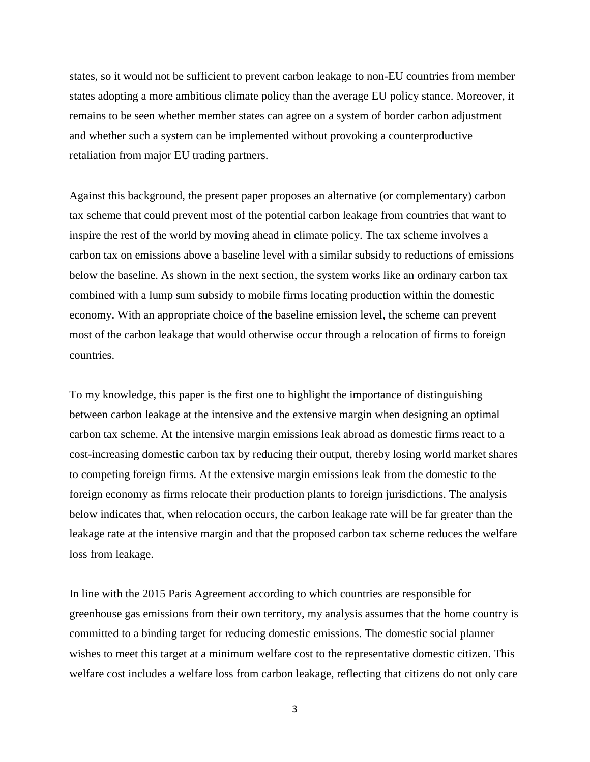states, so it would not be sufficient to prevent carbon leakage to non-EU countries from member states adopting a more ambitious climate policy than the average EU policy stance. Moreover, it remains to be seen whether member states can agree on a system of border carbon adjustment and whether such a system can be implemented without provoking a counterproductive retaliation from major EU trading partners.

Against this background, the present paper proposes an alternative (or complementary) carbon tax scheme that could prevent most of the potential carbon leakage from countries that want to inspire the rest of the world by moving ahead in climate policy. The tax scheme involves a carbon tax on emissions above a baseline level with a similar subsidy to reductions of emissions below the baseline. As shown in the next section, the system works like an ordinary carbon tax combined with a lump sum subsidy to mobile firms locating production within the domestic economy. With an appropriate choice of the baseline emission level, the scheme can prevent most of the carbon leakage that would otherwise occur through a relocation of firms to foreign countries.

To my knowledge, this paper is the first one to highlight the importance of distinguishing between carbon leakage at the intensive and the extensive margin when designing an optimal carbon tax scheme. At the intensive margin emissions leak abroad as domestic firms react to a cost-increasing domestic carbon tax by reducing their output, thereby losing world market shares to competing foreign firms. At the extensive margin emissions leak from the domestic to the foreign economy as firms relocate their production plants to foreign jurisdictions. The analysis below indicates that, when relocation occurs, the carbon leakage rate will be far greater than the leakage rate at the intensive margin and that the proposed carbon tax scheme reduces the welfare loss from leakage.

In line with the 2015 Paris Agreement according to which countries are responsible for greenhouse gas emissions from their own territory, my analysis assumes that the home country is committed to a binding target for reducing domestic emissions. The domestic social planner wishes to meet this target at a minimum welfare cost to the representative domestic citizen. This welfare cost includes a welfare loss from carbon leakage, reflecting that citizens do not only care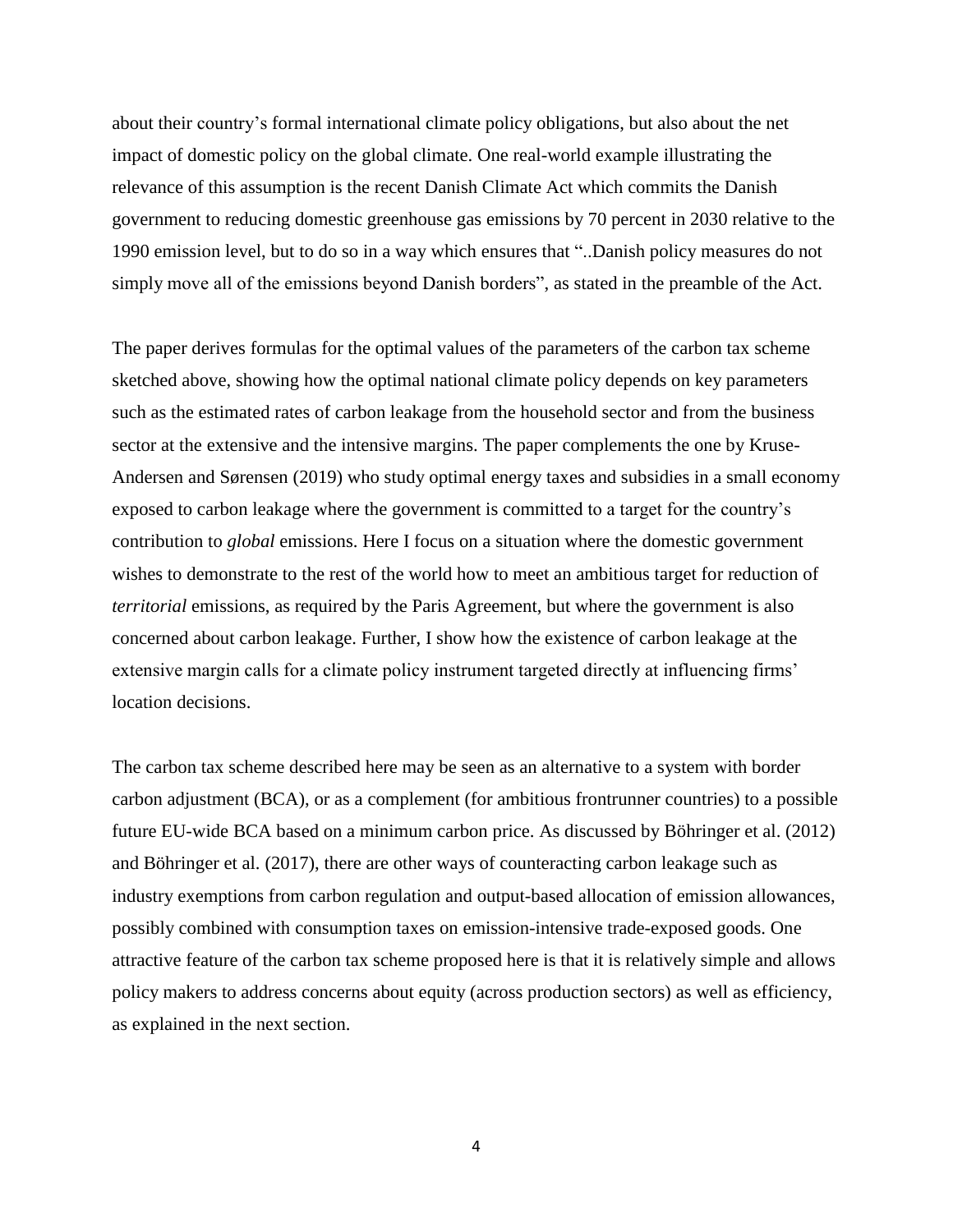about their country's formal international climate policy obligations, but also about the net impact of domestic policy on the global climate. One real-world example illustrating the relevance of this assumption is the recent Danish Climate Act which commits the Danish government to reducing domestic greenhouse gas emissions by 70 percent in 2030 relative to the 1990 emission level, but to do so in a way which ensures that "..Danish policy measures do not simply move all of the emissions beyond Danish borders", as stated in the preamble of the Act.

The paper derives formulas for the optimal values of the parameters of the carbon tax scheme sketched above, showing how the optimal national climate policy depends on key parameters such as the estimated rates of carbon leakage from the household sector and from the business sector at the extensive and the intensive margins. The paper complements the one by Kruse-Andersen and Sørensen (2019) who study optimal energy taxes and subsidies in a small economy exposed to carbon leakage where the government is committed to a target for the country's contribution to *global* emissions. Here I focus on a situation where the domestic government wishes to demonstrate to the rest of the world how to meet an ambitious target for reduction of *territorial* emissions, as required by the Paris Agreement, but where the government is also concerned about carbon leakage. Further, I show how the existence of carbon leakage at the extensive margin calls for a climate policy instrument targeted directly at influencing firms' location decisions.

The carbon tax scheme described here may be seen as an alternative to a system with border carbon adjustment (BCA), or as a complement (for ambitious frontrunner countries) to a possible future EU-wide BCA based on a minimum carbon price. As discussed by Böhringer et al. (2012) and Böhringer et al. (2017), there are other ways of counteracting carbon leakage such as industry exemptions from carbon regulation and output-based allocation of emission allowances, possibly combined with consumption taxes on emission-intensive trade-exposed goods. One attractive feature of the carbon tax scheme proposed here is that it is relatively simple and allows policy makers to address concerns about equity (across production sectors) as well as efficiency, as explained in the next section.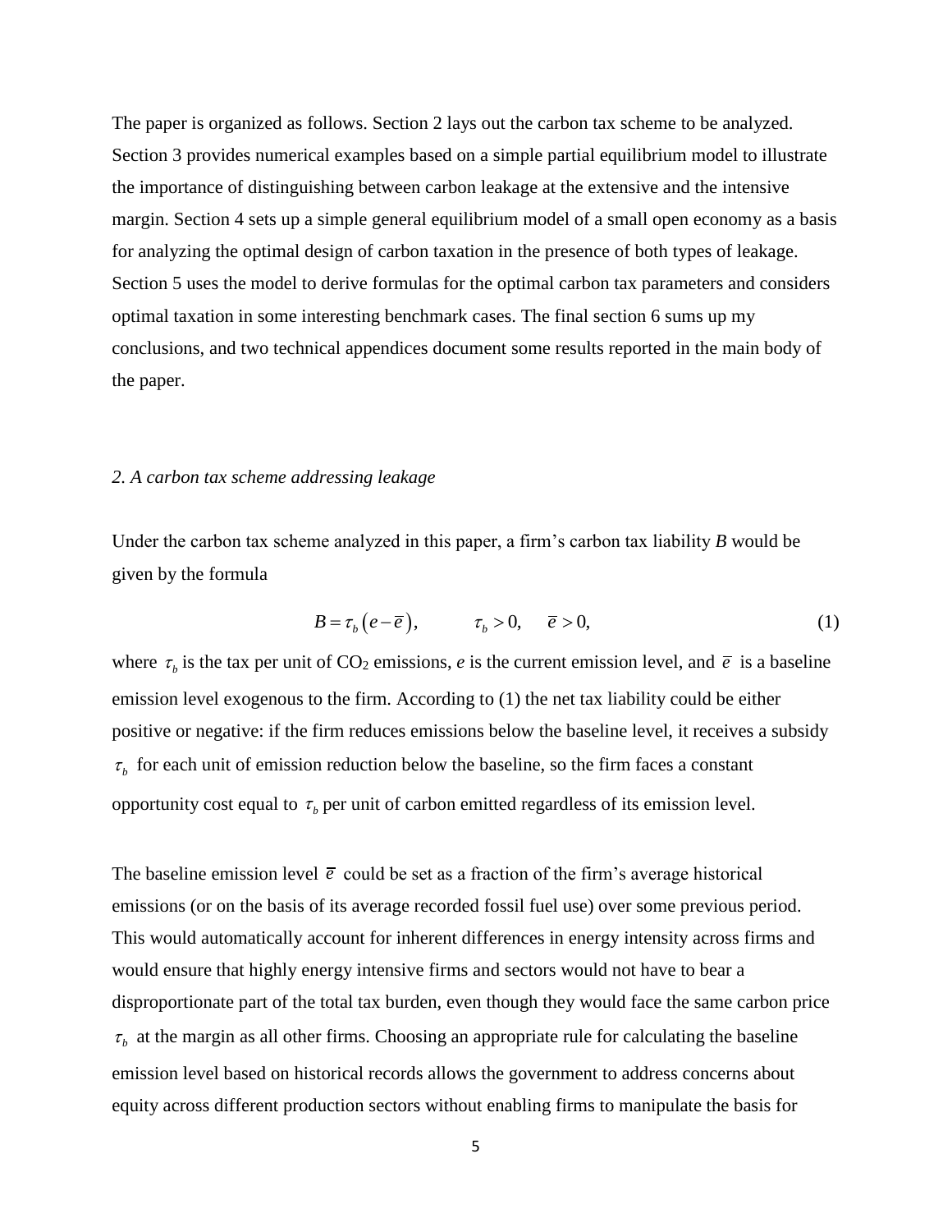The paper is organized as follows. Section 2 lays out the carbon tax scheme to be analyzed. Section 3 provides numerical examples based on a simple partial equilibrium model to illustrate the importance of distinguishing between carbon leakage at the extensive and the intensive margin. Section 4 sets up a simple general equilibrium model of a small open economy as a basis for analyzing the optimal design of carbon taxation in the presence of both types of leakage. Section 5 uses the model to derive formulas for the optimal carbon tax parameters and considers optimal taxation in some interesting benchmark cases. The final section 6 sums up my conclusions, and two technical appendices document some results reported in the main body of the paper.

## *2. A carbon tax scheme addressing leakage*

Under the carbon tax scheme analyzed in this paper, a firm's carbon tax liability *B* would be given by the formula

$$B = \tau_b \left( e - \bar{e} \right), \qquad \tau_b > 0, \quad \bar{e} > 0, \tag{1}$$

where $\tau_b$ is the tax per unit of $CO_2$ emissions, *e* is the current emission level, and $\bar{e}$ is a baseline emission level exogenous to the firm. According to (1) the net tax liability could be either positive or negative: if the firm reduces emissions below the baseline level, it receives a subsidy $\tau_b$ for each unit of emission reduction below the baseline, so the firm faces a constant opportunity cost equal to $\tau_b$ per unit of carbon emitted regardless of its emission level.

The baseline emission level $\bar{e}$ could be set as a fraction of the firm's average historical emissions (or on the basis of its average recorded fossil fuel use) over some previous period. This would automatically account for inherent differences in energy intensity across firms and would ensure that highly energy intensive firms and sectors would not have to bear a disproportionate part of the total tax burden, even though they would face the same carbon price $\tau_b$ at the margin as all other firms. Choosing an appropriate rule for calculating the baseline emission level based on historical records allows the government to address concerns about equity across different production sectors without enabling firms to manipulate the basis for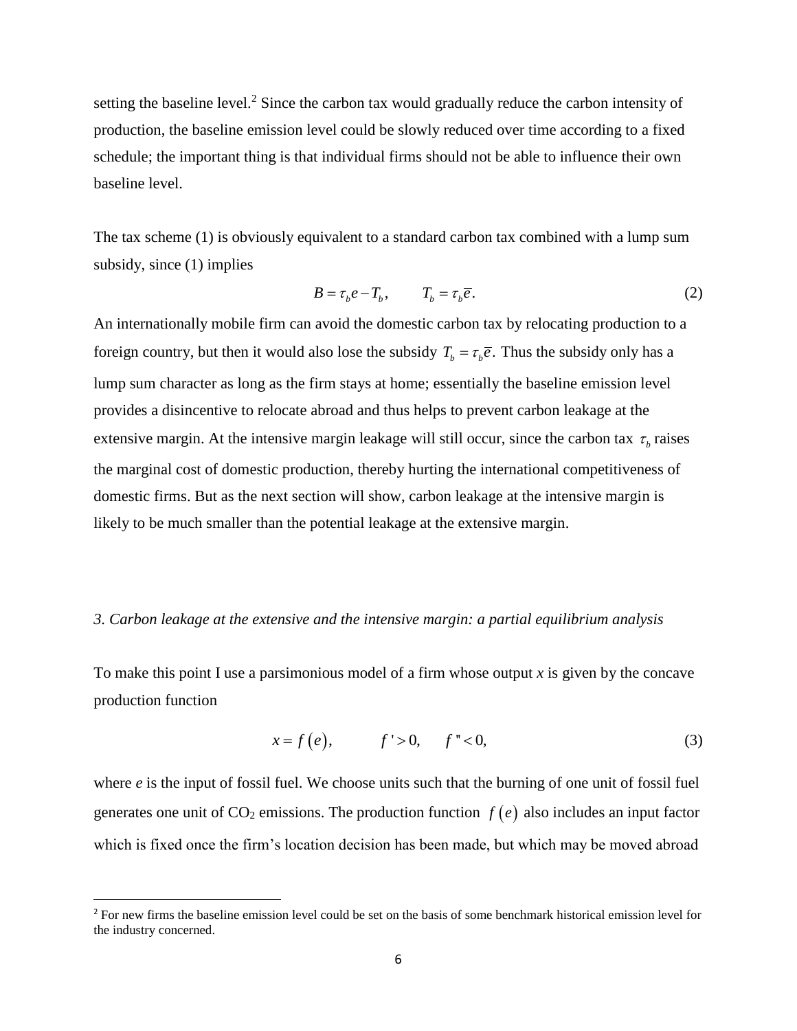setting the baseline level.[2] Since the carbon tax would gradually reduce the carbon intensity of production, the baseline emission level could be slowly reduced over time according to a fixed schedule; the important thing is that individual firms should not be able to influence their own baseline level.

The tax scheme (1) is obviously equivalent to a standard carbon tax combined with a lump sum subsidy, since (1) implies

$$B = \tau_b e - T_b, \qquad T_b = \tau_b \overline{e}. \tag{2}$$

An internationally mobile firm can avoid the domestic carbon tax by relocating production to a foreign country, but then it would also lose the subsidy $T_b = \tau_b \overline{e}$. Thus the subsidy only has a lump sum character as long as the firm stays at home; essentially the baseline emission level provides a disincentive to relocate abroad and thus helps to prevent carbon leakage at the extensive margin. At the intensive margin leakage will still occur, since the carbon tax $\tau_b$ raises the marginal cost of domestic production, thereby hurting the international competitiveness of domestic firms. But as the next section will show, carbon leakage at the intensive margin is likely to be much smaller than the potential leakage at the extensive margin.

### *3. Carbon leakage at the extensive and the intensive margin: a partial equilibrium analysis*

To make this point I use a parsimonious model of a firm whose output *x* is given by the concave production function

$$x = f(e), \qquad f' > 0, \quad f'' < 0, \tag{3}$$

where *e* is the input of fossil fuel. We choose units such that the burning of one unit of fossil fuel generates one unit of $CO_2$ emissions. The production function $f(e)$ also includes an input factor which is fixed once the firm's location decision has been made, but which may be moved abroad

[2] For new firms the baseline emission level could be set on the basis of some benchmark historical emission level for the industry concerned.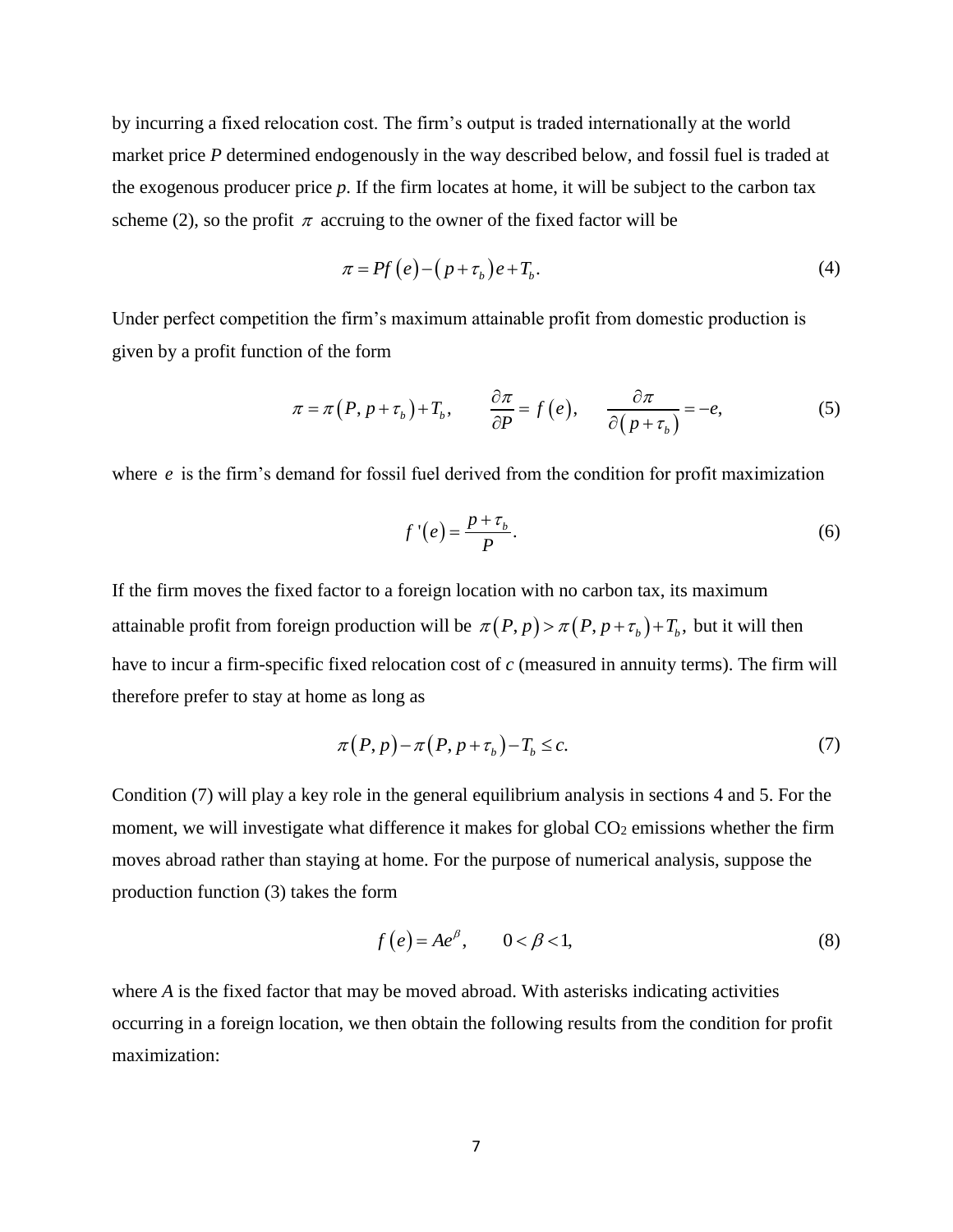by incurring a fixed relocation cost. The firm's output is traded internationally at the world market price *P* determined endogenously in the way described below, and fossil fuel is traded at the exogenous producer price *p*. If the firm locates at home, it will be subject to the carbon tax scheme (2), so the profit $\pi$ accruing to the owner of the fixed factor will be

$$\pi = Pf(e) - (p + \tau_b)e + T_b. \tag{4}$$

Under perfect competition the firm's maximum attainable profit from domestic production is given by a profit function of the form

$$\pi = \pi(P, p + \tau_b) + T_b, \qquad \frac{\partial \pi}{\partial P} = f(e), \qquad \frac{\partial \pi}{\partial (p + \tau_b)} = -e, \tag{5}$$

where $e$ is the firm's demand for fossil fuel derived from the condition for profit maximization

$$f'(e) = \frac{p + \tau_b}{P}. \tag{6}$$

If the firm moves the fixed factor to a foreign location with no carbon tax, its maximum attainable profit from foreign production will be $\pi(P, p) > \pi(P, p + \tau_b) + T_b$, but it will then have to incur a firm-specific fixed relocation cost of *c* (measured in annuity terms). The firm will therefore prefer to stay at home as long as

$$\pi(P, p) - \pi(P, p + \tau_b) - T_b \leq c. \tag{7}$$

Condition (7) will play a key role in the general equilibrium analysis in sections 4 and 5. For the moment, we will investigate what difference it makes for global $CO_2$ emissions whether the firm moves abroad rather than staying at home. For the purpose of numerical analysis, suppose the production function (3) takes the form

$$f(e) = Ae^{\beta}, \qquad 0 < \beta < 1, \tag{8}$$

where *A* is the fixed factor that may be moved abroad. With asterisks indicating activities occurring in a foreign location, we then obtain the following results from the condition for profit maximization: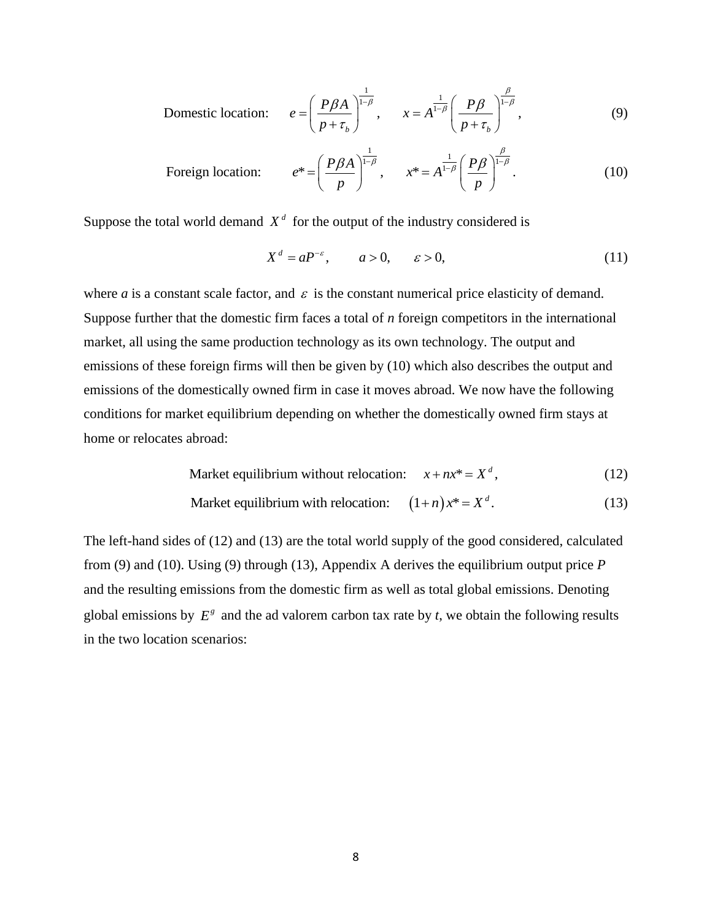$$\text{Domestic location:} \qquad e = \left( \frac{P\beta A}{p + \tau_b} \right)^{\frac{1}{1-\beta}}, \qquad x = A^{\frac{1}{1-\beta}} \left( \frac{P\beta}{p + \tau_b} \right)^{\frac{\beta}{1-\beta}}, \tag{9}$$

$$\text{Foreign location:} \qquad e* = \left( \frac{P\beta A}{p} \right)^{\frac{1}{1-\beta}}, \qquad x* = A^{\frac{1}{1-\beta}} \left( \frac{P\beta}{p} \right)^{\frac{\beta}{1-\beta}}. \tag{10}$$

Suppose the total world demand $X^d$ for the output of the industry considered is

$$X^d = aP^{-\varepsilon}, \qquad a > 0, \qquad \varepsilon > 0, \tag{11}$$

where *a* is a constant scale factor, and $\varepsilon$ is the constant numerical price elasticity of demand. Suppose further that the domestic firm faces a total of *n* foreign competitors in the international market, all using the same production technology as its own technology. The output and emissions of these foreign firms will then be given by (10) which also describes the output and emissions of the domestically owned firm in case it moves abroad. We now have the following conditions for market equilibrium depending on whether the domestically owned firm stays at home or relocates abroad:

$$\text{Market equilibrium without relocation:} \qquad x + nx* = X^d, \tag{12}$$

$$\text{Market equilibrium with relocation:} \qquad (1+n)x* = X^d. \tag{13}$$

The left-hand sides of (12) and (13) are the total world supply of the good considered, calculated from (9) and (10). Using (9) through (13), Appendix A derives the equilibrium output price *P* and the resulting emissions from the domestic firm as well as total global emissions. Denoting global emissions by $E^g$ and the ad valorem carbon tax rate by *t*, we obtain the following results in the two location scenarios: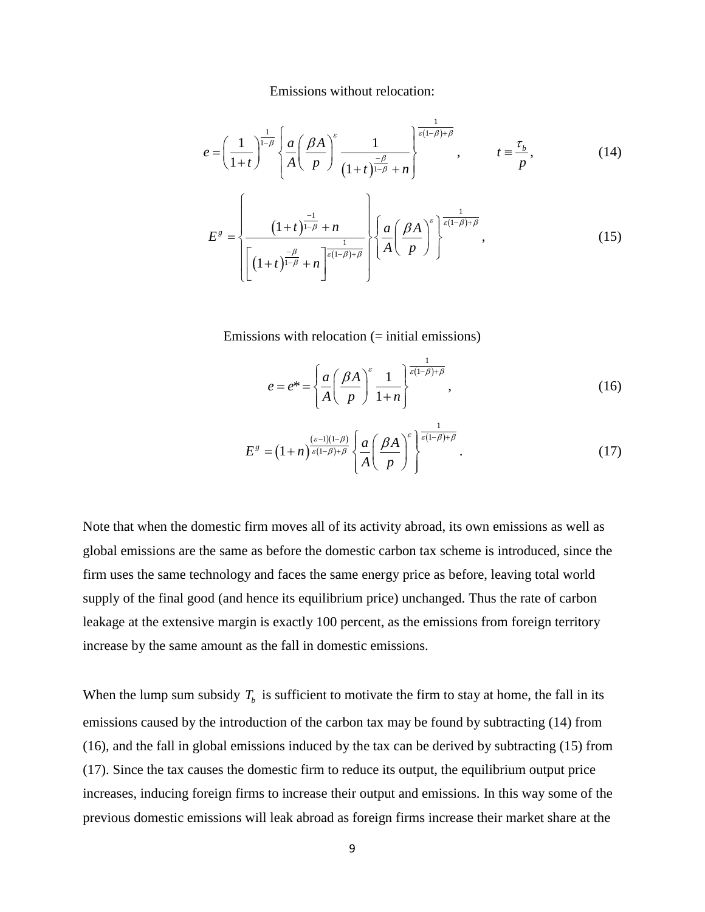Emissions without relocation:

$$e = \left(\frac{1}{1+t}\right)^{\frac{1}{1-\beta}} \left\{ \frac{a}{A}\left(\frac{\beta A}{p}\right)^{\varepsilon} \frac{1}{\left(1+t\right)^{\frac{-\beta}{1-\beta}} + n} \right\}^{\frac{1}{\varepsilon(1-\beta)+\beta}}, \qquad t \equiv \frac{\tau_b}{p}, \tag{14}$$

$$E^g = \left\{ \frac{\left(1+t\right)^{\frac{-1}{1-\beta}} + n}{\left[\left(1+t\right)^{\frac{-\beta}{1-\beta}} + n\right]^{\frac{1}{\varepsilon(1-\beta)+\beta}}} \right\} \left\{ \frac{a}{A}\left(\frac{\beta A}{p}\right)^{\varepsilon} \right\}^{\frac{1}{\varepsilon(1-\beta)+\beta}}, \tag{15}$$

Emissions with relocation (= initial emissions)

$$e = e^{*} = \left\{ \frac{a}{A}\left(\frac{\beta A}{p}\right)^{\varepsilon} \frac{1}{1+n} \right\}^{\frac{1}{\varepsilon(1-\beta)+\beta}}, \tag{16}$$

$$E^g = \left(1+n\right)^{\frac{(\varepsilon-1)(1-\beta)}{\varepsilon(1-\beta)+\beta}} \left\{ \frac{a}{A}\left(\frac{\beta A}{p}\right)^{\varepsilon} \right\}^{\frac{1}{\varepsilon(1-\beta)+\beta}}. \tag{17}$$

Note that when the domestic firm moves all of its activity abroad, its own emissions as well as global emissions are the same as before the domestic carbon tax scheme is introduced, since the firm uses the same technology and faces the same energy price as before, leaving total world supply of the final good (and hence its equilibrium price) unchanged. Thus the rate of carbon leakage at the extensive margin is exactly 100 percent, as the emissions from foreign territory increase by the same amount as the fall in domestic emissions.

When the lump sum subsidy $T_b$ is sufficient to motivate the firm to stay at home, the fall in its emissions caused by the introduction of the carbon tax may be found by subtracting (14) from (16), and the fall in global emissions induced by the tax can be derived by subtracting (15) from (17). Since the tax causes the domestic firm to reduce its output, the equilibrium output price increases, inducing foreign firms to increase their output and emissions. In this way some of the previous domestic emissions will leak abroad as foreign firms increase their market share at the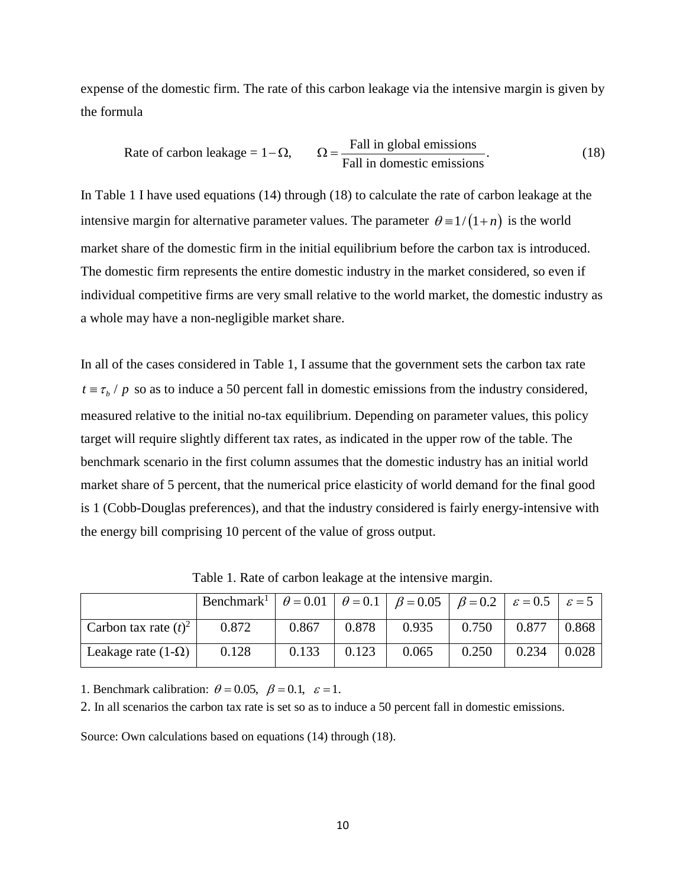expense of the domestic firm. The rate of this carbon leakage via the intensive margin is given by the formula

$$\text{Rate of carbon leakage} = 1-\Omega, \qquad \Omega = \frac{\text{Fall in global emissions}}{\text{Fall in domestic emissions}}. \tag{18}$$

In Table 1 I have used equations (14) through (18) to calculate the rate of carbon leakage at the intensive margin for alternative parameter values. The parameter $\theta \equiv 1/(1+n)$ is the world market share of the domestic firm in the initial equilibrium before the carbon tax is introduced. The domestic firm represents the entire domestic industry in the market considered, so even if individual competitive firms are very small relative to the world market, the domestic industry as a whole may have a non-negligible market share.

In all of the cases considered in Table 1, I assume that the government sets the carbon tax rate $t \equiv \tau_b / p$ so as to induce a 50 percent fall in domestic emissions from the industry considered, measured relative to the initial no-tax equilibrium. Depending on parameter values, this policy target will require slightly different tax rates, as indicated in the upper row of the table. The benchmark scenario in the first column assumes that the domestic industry has an initial world market share of 5 percent, that the numerical price elasticity of world demand for the final good is 1 (Cobb-Douglas preferences), and that the industry considered is fairly energy-intensive with the energy bill comprising 10 percent of the value of gross output.

Table 1. Rate of carbon leakage at the intensive margin.

| | Benchmark[1] | $\theta = 0.01$ | $\theta = 0.1$ | $\beta = 0.05$ | $\beta = 0.2$ | $\varepsilon = 0.5$ | $\varepsilon = 5$ |
|---|---|---|---|---|---|---|---|
| Carbon tax rate ($t$)[2] | 0.872 | 0.867 | 0.878 | 0.935 | 0.750 | 0.877 | 0.868 |
| Leakage rate (1-Ω) | 0.128 | 0.133 | 0.123 | 0.065 | 0.250 | 0.234 | 0.028 |

1. Benchmark calibration: $\theta = 0.05, \quad \beta = 0.1, \quad \varepsilon = 1.$

2. In all scenarios the carbon tax rate is set so as to induce a 50 percent fall in domestic emissions.

Source: Own calculations based on equations (14) through (18).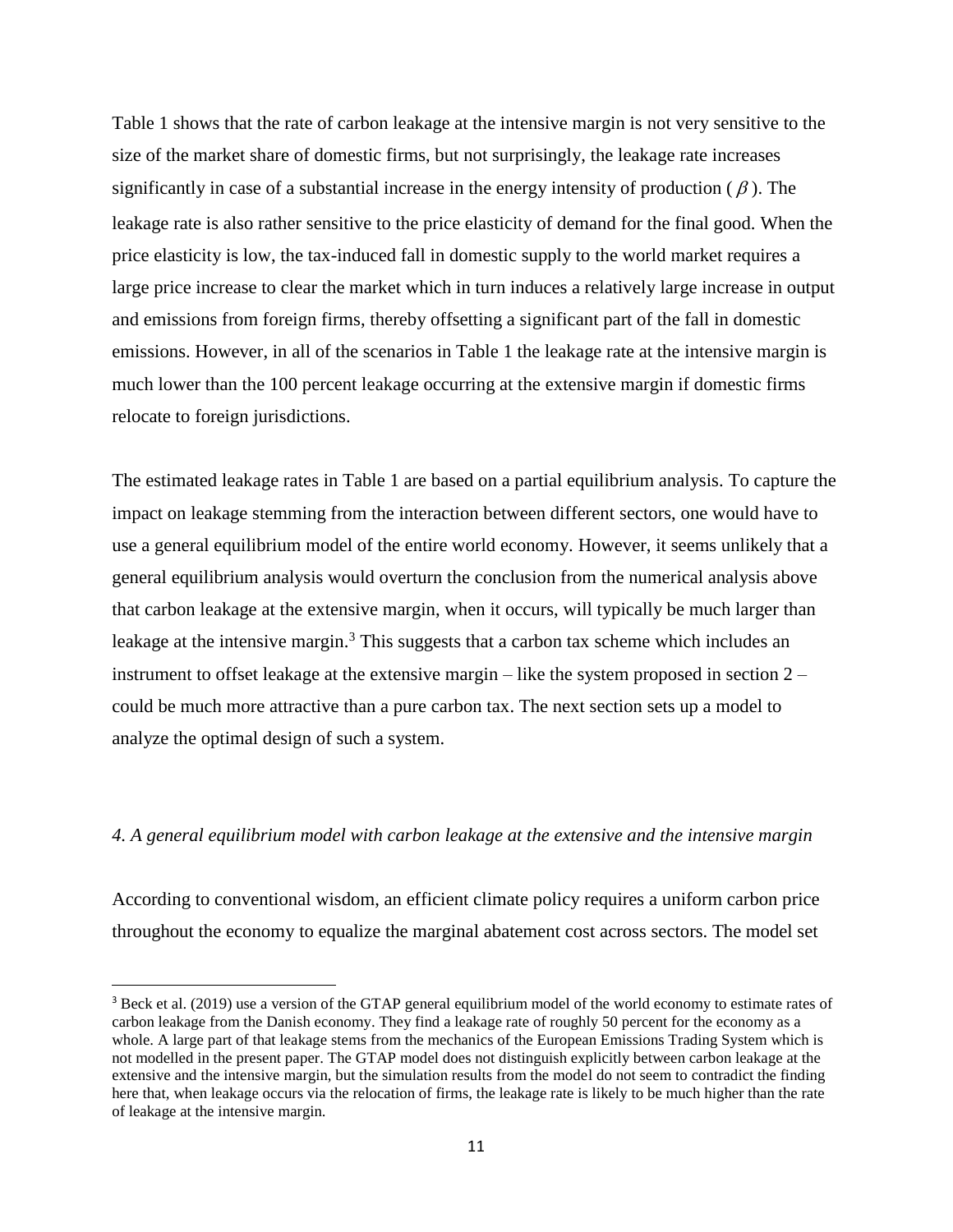Table 1 shows that the rate of carbon leakage at the intensive margin is not very sensitive to the size of the market share of domestic firms, but not surprisingly, the leakage rate increases significantly in case of a substantial increase in the energy intensity of production ( $\beta$ ). The leakage rate is also rather sensitive to the price elasticity of demand for the final good. When the price elasticity is low, the tax-induced fall in domestic supply to the world market requires a large price increase to clear the market which in turn induces a relatively large increase in output and emissions from foreign firms, thereby offsetting a significant part of the fall in domestic emissions. However, in all of the scenarios in Table 1 the leakage rate at the intensive margin is much lower than the 100 percent leakage occurring at the extensive margin if domestic firms relocate to foreign jurisdictions.

The estimated leakage rates in Table 1 are based on a partial equilibrium analysis. To capture the impact on leakage stemming from the interaction between different sectors, one would have to use a general equilibrium model of the entire world economy. However, it seems unlikely that a general equilibrium analysis would overturn the conclusion from the numerical analysis above that carbon leakage at the extensive margin, when it occurs, will typically be much larger than leakage at the intensive margin.[3] This suggests that a carbon tax scheme which includes an instrument to offset leakage at the extensive margin – like the system proposed in section 2 – could be much more attractive than a pure carbon tax. The next section sets up a model to analyze the optimal design of such a system.

*4. A general equilibrium model with carbon leakage at the extensive and the intensive margin*

According to conventional wisdom, an efficient climate policy requires a uniform carbon price throughout the economy to equalize the marginal abatement cost across sectors. The model set

[3] Beck et al. (2019) use a version of the GTAP general equilibrium model of the world economy to estimate rates of carbon leakage from the Danish economy. They find a leakage rate of roughly 50 percent for the economy as a whole. A large part of that leakage stems from the mechanics of the European Emissions Trading System which is not modelled in the present paper. The GTAP model does not distinguish explicitly between carbon leakage at the extensive and the intensive margin, but the simulation results from the model do not seem to contradict the finding here that, when leakage occurs via the relocation of firms, the leakage rate is likely to be much higher than the rate of leakage at the intensive margin.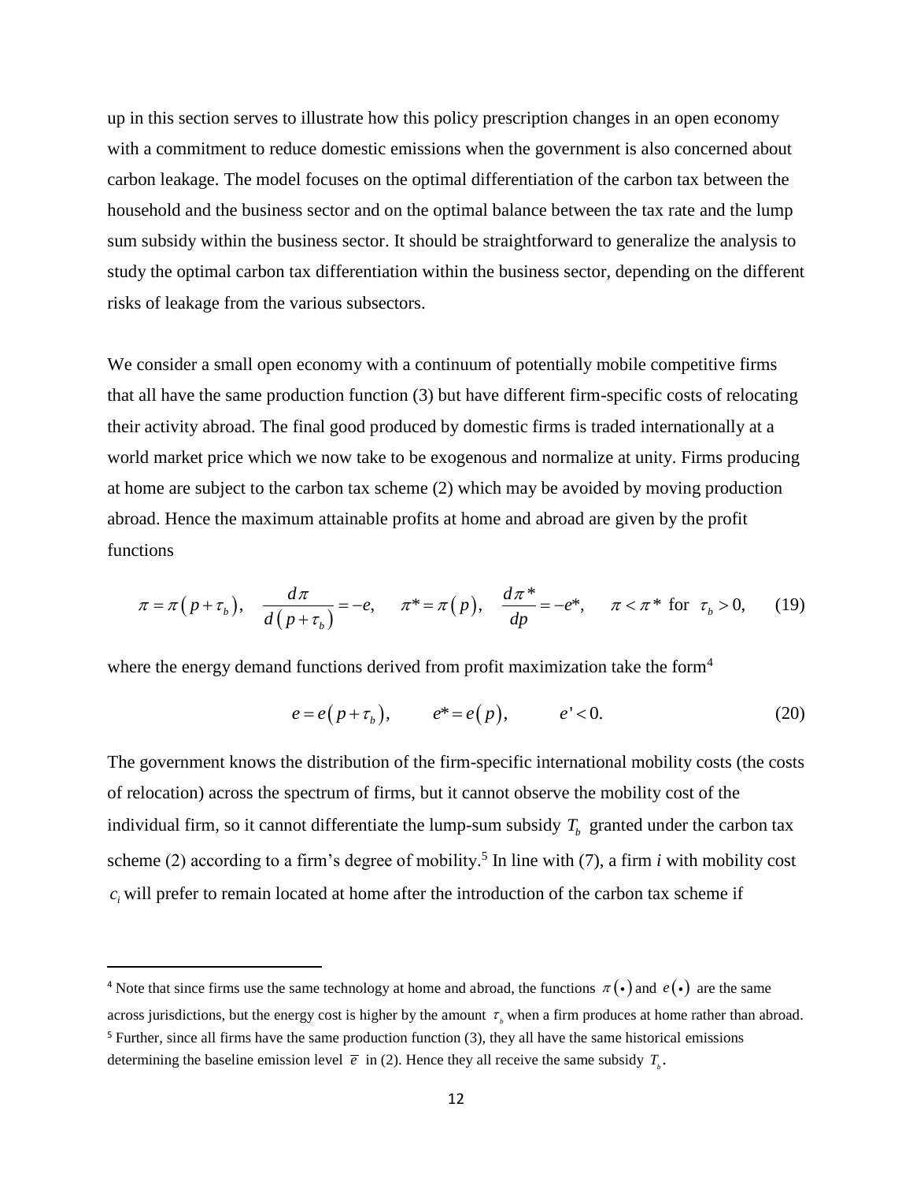up in this section serves to illustrate how this policy prescription changes in an open economy with a commitment to reduce domestic emissions when the government is also concerned about carbon leakage. The model focuses on the optimal differentiation of the carbon tax between the household and the business sector and on the optimal balance between the tax rate and the lump sum subsidy within the business sector. It should be straightforward to generalize the analysis to study the optimal carbon tax differentiation within the business sector, depending on the different risks of leakage from the various subsectors.

We consider a small open economy with a continuum of potentially mobile competitive firms that all have the same production function (3) but have different firm-specific costs of relocating their activity abroad. The final good produced by domestic firms is traded internationally at a world market price which we now take to be exogenous and normalize at unity. Firms producing at home are subject to the carbon tax scheme (2) which may be avoided by moving production abroad. Hence the maximum attainable profits at home and abroad are given by the profit functions

$$\pi = \pi\left(p + \tau_b\right), \quad \frac{d\pi}{d\left(p + \tau_b\right)} = -e, \quad \pi^* = \pi\left(p\right), \quad \frac{d\pi^*}{dp} = -e^*, \quad \pi < \pi^* \text{ for } \tau_b > 0, \qquad (19)$$

where the energy demand functions derived from profit maximization take the form[4]

$$e = e\left(p + \tau_b\right), \qquad e^* = e\left(p\right), \qquad e' < 0. \qquad (20)$$

The government knows the distribution of the firm-specific international mobility costs (the costs of relocation) across the spectrum of firms, but it cannot observe the mobility cost of the individual firm, so it cannot differentiate the lump-sum subsidy $T_b$ granted under the carbon tax scheme (2) according to a firm's degree of mobility.[5] In line with (7), a firm *i* with mobility cost $c_i$ will prefer to remain located at home after the introduction of the carbon tax scheme if

---

[4] Note that since firms use the same technology at home and abroad, the functions $\pi(\bullet)$ and $e(\bullet)$ are the same across jurisdictions, but the energy cost is higher by the amount $\tau_b$ when a firm produces at home rather than abroad.

[5] Further, since all firms have the same production function (3), they all have the same historical emissions determining the baseline emission level $\overline{e}$ in (2). Hence they all receive the same subsidy $T_b$.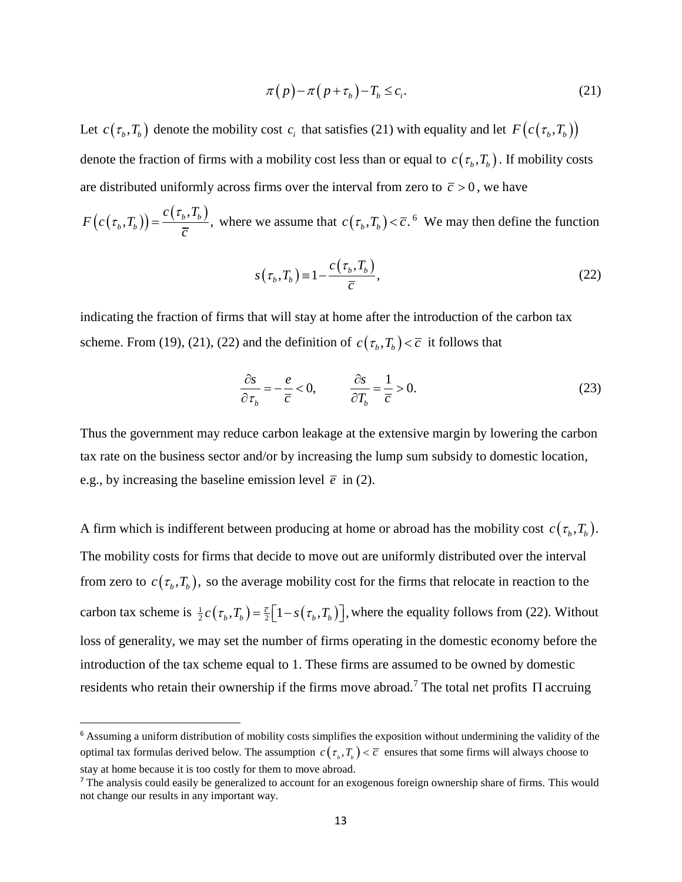$$\pi(p) - \pi(p + \tau_b) - T_b \leq c_i. \tag{21}$$

Let $c(\tau_b, T_b)$ denote the mobility cost $c_i$ that satisfies (21) with equality and let $F(c(\tau_b, T_b))$ denote the fraction of firms with a mobility cost less than or equal to $c(\tau_b, T_b)$. If mobility costs are distributed uniformly across firms over the interval from zero to $\bar{c} > 0$, we have $F(c(\tau_b, T_b)) = \frac{c(\tau_b, T_b)}{\bar{c}}$, where we assume that $c(\tau_b, T_b) < \bar{c}$.[6] We may then define the function

$$s(\tau_b, T_b) \equiv 1 - \frac{c(\tau_b, T_b)}{\bar{c}}, \tag{22}$$

indicating the fraction of firms that will stay at home after the introduction of the carbon tax scheme. From (19), (21), (22) and the definition of $c(\tau_b, T_b) < \bar{c}$ it follows that

$$\frac{\partial s}{\partial \tau_b} = -\frac{e}{\bar{c}} < 0, \qquad \frac{\partial s}{\partial T_b} = \frac{1}{\bar{c}} > 0. \tag{23}$$

Thus the government may reduce carbon leakage at the extensive margin by lowering the carbon tax rate on the business sector and/or by increasing the lump sum subsidy to domestic location, e.g., by increasing the baseline emission level $\bar{e}$ in (2).

A firm which is indifferent between producing at home or abroad has the mobility cost $c(\tau_b, T_b)$. The mobility costs for firms that decide to move out are uniformly distributed over the interval from zero to $c(\tau_b, T_b)$, so the average mobility cost for the firms that relocate in reaction to the carbon tax scheme is $\frac{1}{2}c(\tau_b, T_b) = \frac{\bar{c}}{2}\left[1 - s(\tau_b, T_b)\right]$, where the equality follows from (22). Without loss of generality, we may set the number of firms operating in the domestic economy before the introduction of the tax scheme equal to 1. These firms are assumed to be owned by domestic residents who retain their ownership if the firms move abroad.[7] The total net profits $\Pi$ accruing

[6] Assuming a uniform distribution of mobility costs simplifies the exposition without undermining the validity of the optimal tax formulas derived below. The assumption $c(\tau_b, T_b) < \bar{c}$ ensures that some firms will always choose to stay at home because it is too costly for them to move abroad.

[7] The analysis could easily be generalized to account for an exogenous foreign ownership share of firms. This would not change our results in any important way.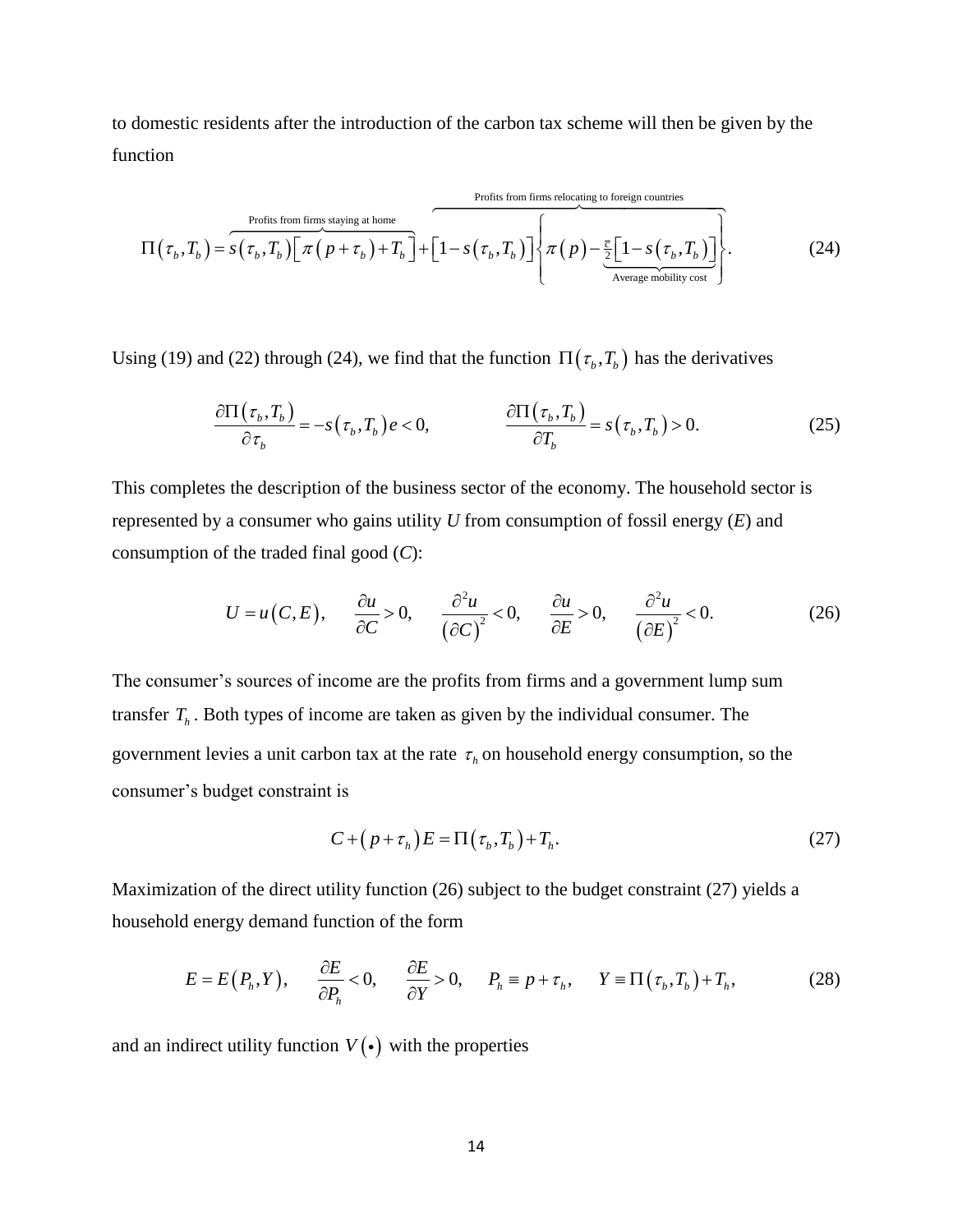to domestic residents after the introduction of the carbon tax scheme will then be given by the function

$$\Pi\left(\tau_b, T_b\right) = \overbrace{s\left(\tau_b, T_b\right)\left[\pi\left(p+\tau_b\right)+T_b\right]}^{\text{Profits from firms staying at home}} + \overbrace{\left[1-s\left(\tau_b, T_b\right)\right]\left\{\pi\left(p\right) - \underbrace{\tfrac{c}{2}\left[1-s\left(\tau_b, T_b\right)\right]}_{\text{Average mobility cost}}\right\}}^{\text{Profits from firms relocating to foreign countries}}. \tag{24}$$

Using (19) and (22) through (24), we find that the function $\Pi\left(\tau_b, T_b\right)$ has the derivatives

$$\frac{\partial \Pi\left(\tau_b, T_b\right)}{\partial \tau_b} = -s\left(\tau_b, T_b\right)e < 0, \qquad \frac{\partial \Pi\left(\tau_b, T_b\right)}{\partial T_b} = s\left(\tau_b, T_b\right) > 0. \tag{25}$$

This completes the description of the business sector of the economy. The household sector is represented by a consumer who gains utility $U$ from consumption of fossil energy ($E$) and consumption of the traded final good ($C$):

$$U = u\left(C, E\right), \quad \frac{\partial u}{\partial C} > 0, \quad \frac{\partial^2 u}{\left(\partial C\right)^2} < 0, \quad \frac{\partial u}{\partial E} > 0, \quad \frac{\partial^2 u}{\left(\partial E\right)^2} < 0. \tag{26}$$

The consumer's sources of income are the profits from firms and a government lump sum transfer $T_h$. Both types of income are taken as given by the individual consumer. The government levies a unit carbon tax at the rate $\tau_h$ on household energy consumption, so the consumer's budget constraint is

$$C + \left(p + \tau_h\right)E = \Pi\left(\tau_b, T_b\right) + T_h. \tag{27}$$

Maximization of the direct utility function (26) subject to the budget constraint (27) yields a household energy demand function of the form

$$E = E\left(P_h, Y\right), \quad \frac{\partial E}{\partial P_h} < 0, \quad \frac{\partial E}{\partial Y} > 0, \quad P_h \equiv p + \tau_h, \quad Y \equiv \Pi\left(\tau_b, T_b\right) + T_h, \tag{28}$$

and an indirect utility function $V\left(\bullet\right)$ with the properties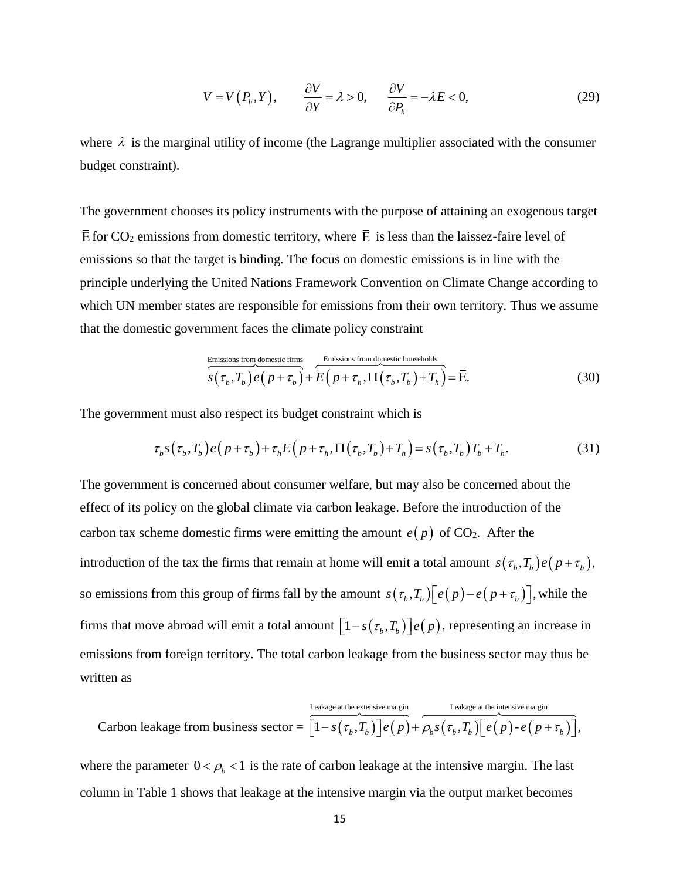$$V = V\left(P_h, Y\right), \qquad \frac{\partial V}{\partial Y} = \lambda > 0, \qquad \frac{\partial V}{\partial P_h} = -\lambda E < 0, \tag{29}$$

where $\lambda$ is the marginal utility of income (the Lagrange multiplier associated with the consumer budget constraint).

The government chooses its policy instruments with the purpose of attaining an exogenous target $\overline{\mathrm{E}}$ for $CO_2$ emissions from domestic territory, where $\overline{\mathrm{E}}$ is less than the laissez-faire level of emissions so that the target is binding. The focus on domestic emissions is in line with the principle underlying the United Nations Framework Convention on Climate Change according to which UN member states are responsible for emissions from their own territory. Thus we assume that the domestic government faces the climate policy constraint

$$\overbrace{s\left(\tau_b, T_b\right) e\left(p + \tau_b\right)}^{\text{Emissions from domestic firms}} + \overbrace{E\left(p + \tau_h, \Pi\left(\tau_b, T_b\right) + T_h\right)}^{\text{Emissions from domestic households}} = \overline{\mathrm{E}}. \tag{30}$$

The government must also respect its budget constraint which is

$$\tau_b s\left(\tau_b, T_b\right) e\left(p + \tau_b\right) + \tau_h E\left(p + \tau_h, \Pi\left(\tau_b, T_b\right) + T_h\right) = s\left(\tau_b, T_b\right) T_b + T_h. \tag{31}$$

The government is concerned about consumer welfare, but may also be concerned about the effect of its policy on the global climate via carbon leakage. Before the introduction of the carbon tax scheme domestic firms were emitting the amount $e\left(p\right)$ of $CO_2$. After the introduction of the tax the firms that remain at home will emit a total amount $s\left(\tau_b, T_b\right) e\left(p + \tau_b\right)$, so emissions from this group of firms fall by the amount $s\left(\tau_b, T_b\right)\left[e\left(p\right) - e\left(p + \tau_b\right)\right]$, while the firms that move abroad will emit a total amount $\left[1 - s\left(\tau_b, T_b\right)\right] e\left(p\right)$, representing an increase in emissions from foreign territory. The total carbon leakage from the business sector may thus be written as

$$\text{Carbon leakage from business sector} = \overbrace{\left[1 - s\left(\tau_b, T_b\right)\right] e\left(p\right)}^{\text{Leakage at the extensive margin}} + \overbrace{\rho_b s\left(\tau_b, T_b\right)\left[e\left(p\right) - e\left(p + \tau_b\right)\right]}^{\text{Leakage at the intensive margin}},$$

where the parameter $0 < \rho_b < 1$ is the rate of carbon leakage at the intensive margin. The last column in Table 1 shows that leakage at the intensive margin via the output market becomes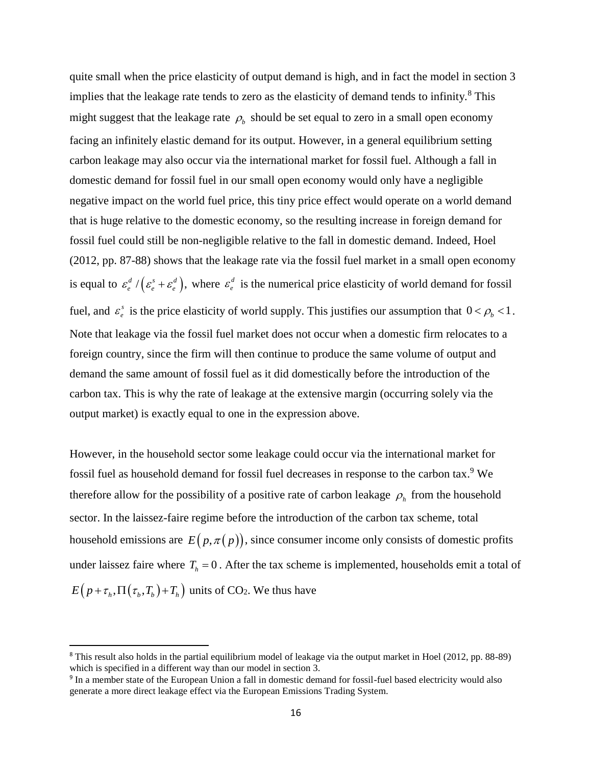quite small when the price elasticity of output demand is high, and in fact the model in section 3 implies that the leakage rate tends to zero as the elasticity of demand tends to infinity.[8] This might suggest that the leakage rate $\rho_b$ should be set equal to zero in a small open economy facing an infinitely elastic demand for its output. However, in a general equilibrium setting carbon leakage may also occur via the international market for fossil fuel. Although a fall in domestic demand for fossil fuel in our small open economy would only have a negligible negative impact on the world fuel price, this tiny price effect would operate on a world demand that is huge relative to the domestic economy, so the resulting increase in foreign demand for fossil fuel could still be non-negligible relative to the fall in domestic demand. Indeed, Hoel (2012, pp. 87-88) shows that the leakage rate via the fossil fuel market in a small open economy is equal to $\varepsilon_e^d / \left(\varepsilon_e^s + \varepsilon_e^d\right)$, where $\varepsilon_e^d$ is the numerical price elasticity of world demand for fossil fuel, and $\varepsilon_e^s$ is the price elasticity of world supply. This justifies our assumption that $0 < \rho_b < 1$. Note that leakage via the fossil fuel market does not occur when a domestic firm relocates to a foreign country, since the firm will then continue to produce the same volume of output and demand the same amount of fossil fuel as it did domestically before the introduction of the carbon tax. This is why the rate of leakage at the extensive margin (occurring solely via the output market) is exactly equal to one in the expression above.

However, in the household sector some leakage could occur via the international market for fossil fuel as household demand for fossil fuel decreases in response to the carbon tax.[9] We therefore allow for the possibility of a positive rate of carbon leakage $\rho_h$ from the household sector. In the laissez-faire regime before the introduction of the carbon tax scheme, total household emissions are $E\left(p, \pi\left(p\right)\right)$, since consumer income only consists of domestic profits under laissez faire where $T_h = 0$. After the tax scheme is implemented, households emit a total of $E\left(p + \tau_h, \Pi\left(\tau_b, T_b\right) + T_h\right)$ units of $CO_2$. We thus have

---

[8] This result also holds in the partial equilibrium model of leakage via the output market in Hoel (2012, pp. 88-89) which is specified in a different way than our model in section 3.

[9] In a member state of the European Union a fall in domestic demand for fossil-fuel based electricity would also generate a more direct leakage effect via the European Emissions Trading System.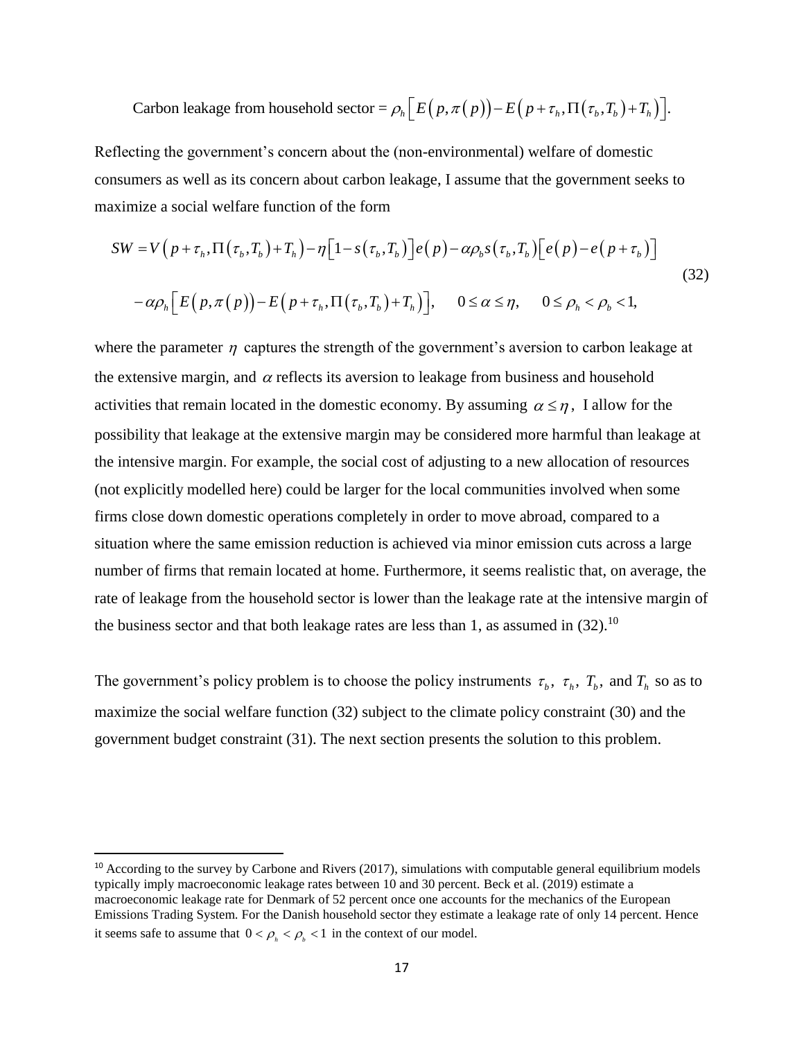Carbon leakage from household sector = $\rho_h \left[ E\left(p, \pi\left(p\right)\right) - E\left(p + \tau_h, \Pi\left(\tau_b, T_b\right) + T_h\right) \right].$

Reflecting the government's concern about the (non-environmental) welfare of domestic consumers as well as its concern about carbon leakage, I assume that the government seeks to maximize a social welfare function of the form

$$
\begin{aligned}
SW = {} & V\left(p + \tau_h, \Pi\left(\tau_b, T_b\right) + T_h\right) - \eta\left[1 - s\left(\tau_b, T_b\right)\right] e\left(p\right) - \alpha \rho_b s\left(\tau_b, T_b\right)\left[e\left(p\right) - e\left(p + \tau_b\right)\right] \\
& - \alpha \rho_h \left[ E\left(p, \pi\left(p\right)\right) - E\left(p + \tau_h, \Pi\left(\tau_b, T_b\right) + T_h\right) \right], \qquad 0 \leq \alpha \leq \eta, \qquad 0 \leq \rho_h < \rho_b < 1,
\end{aligned}
\tag{32}
$$

where the parameter $\eta$ captures the strength of the government's aversion to carbon leakage at the extensive margin, and $\alpha$ reflects its aversion to leakage from business and household activities that remain located in the domestic economy. By assuming $\alpha \leq \eta$, I allow for the possibility that leakage at the extensive margin may be considered more harmful than leakage at the intensive margin. For example, the social cost of adjusting to a new allocation of resources (not explicitly modelled here) could be larger for the local communities involved when some firms close down domestic operations completely in order to move abroad, compared to a situation where the same emission reduction is achieved via minor emission cuts across a large number of firms that remain located at home. Furthermore, it seems realistic that, on average, the rate of leakage from the household sector is lower than the leakage rate at the intensive margin of the business sector and that both leakage rates are less than 1, as assumed in (32).[10]

The government's policy problem is to choose the policy instruments $\tau_b$, $\tau_h$, $T_b$, and $T_h$ so as to maximize the social welfare function (32) subject to the climate policy constraint (30) and the government budget constraint (31). The next section presents the solution to this problem.

---

[10] According to the survey by Carbone and Rivers (2017), simulations with computable general equilibrium models typically imply macroeconomic leakage rates between 10 and 30 percent. Beck et al. (2019) estimate a macroeconomic leakage rate for Denmark of 52 percent once one accounts for the mechanics of the European Emissions Trading System. For the Danish household sector they estimate a leakage rate of only 14 percent. Hence it seems safe to assume that $0 < \rho_h < \rho_b < 1$ in the context of our model.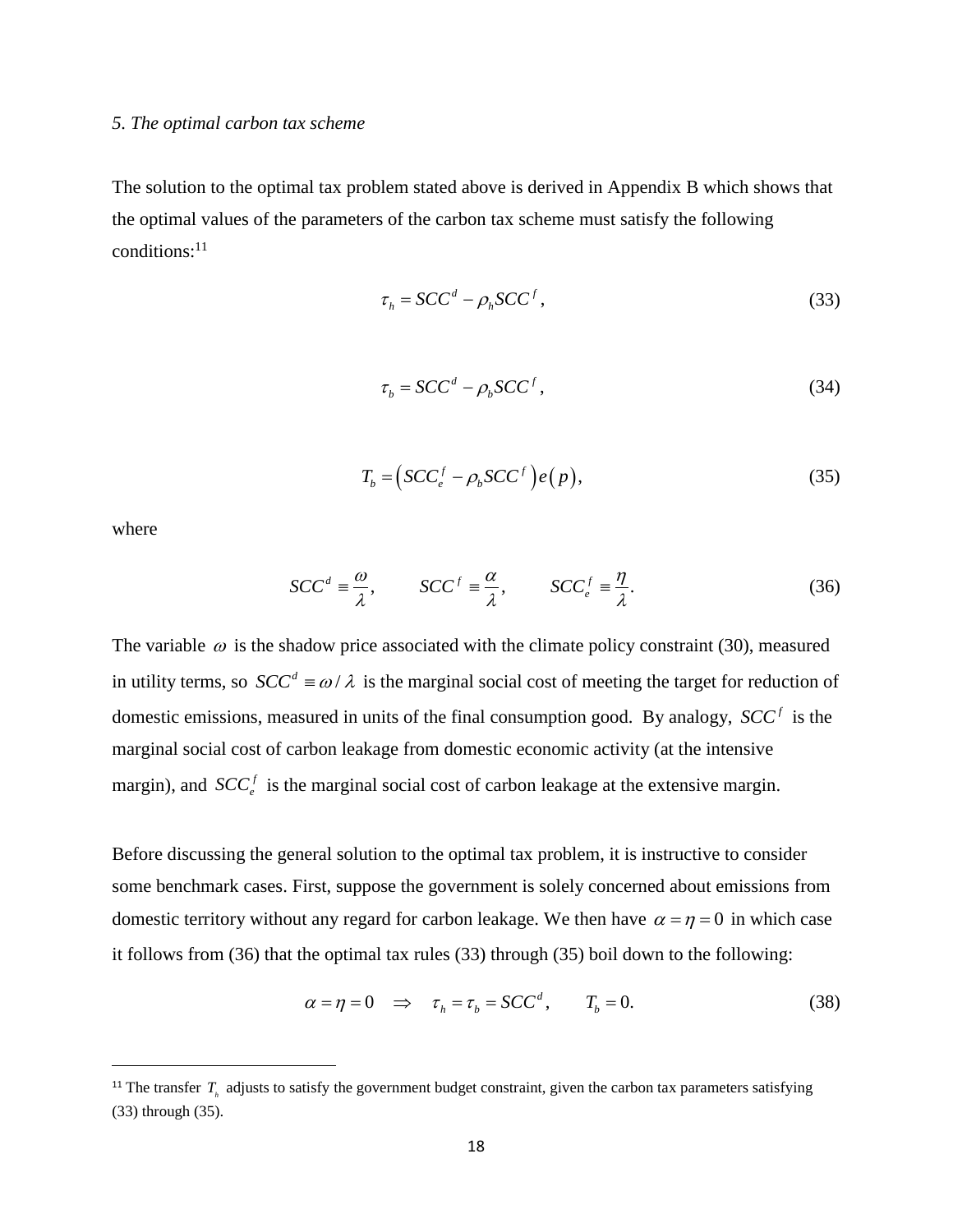*5. The optimal carbon tax scheme*

The solution to the optimal tax problem stated above is derived in Appendix B which shows that the optimal values of the parameters of the carbon tax scheme must satisfy the following conditions:[11]

$$\tau_h = SCC^d - \rho_h SCC^f, \tag{33}$$

$$\tau_b = SCC^d - \rho_b SCC^f, \tag{34}$$

$$T_b = \left(SCC_e^f - \rho_b SCC^f\right) e\left(p\right), \tag{35}$$

where

$$SCC^d \equiv \frac{\omega}{\lambda}, \qquad SCC^f \equiv \frac{\alpha}{\lambda}, \qquad SCC_e^f \equiv \frac{\eta}{\lambda}. \tag{36}$$

The variable $\omega$ is the shadow price associated with the climate policy constraint (30), measured in utility terms, so $SCC^d \equiv \omega / \lambda$ is the marginal social cost of meeting the target for reduction of domestic emissions, measured in units of the final consumption good. By analogy, $SCC^f$ is the marginal social cost of carbon leakage from domestic economic activity (at the intensive margin), and $SCC_e^f$ is the marginal social cost of carbon leakage at the extensive margin.

Before discussing the general solution to the optimal tax problem, it is instructive to consider some benchmark cases. First, suppose the government is solely concerned about emissions from domestic territory without any regard for carbon leakage. We then have $\alpha = \eta = 0$ in which case it follows from (36) that the optimal tax rules (33) through (35) boil down to the following:

$$\alpha = \eta = 0 \quad \Rightarrow \quad \tau_h = \tau_b = SCC^d, \qquad T_b = 0. \tag{38}$$

[11] The transfer $T_h$ adjusts to satisfy the government budget constraint, given the carbon tax parameters satisfying (33) through (35).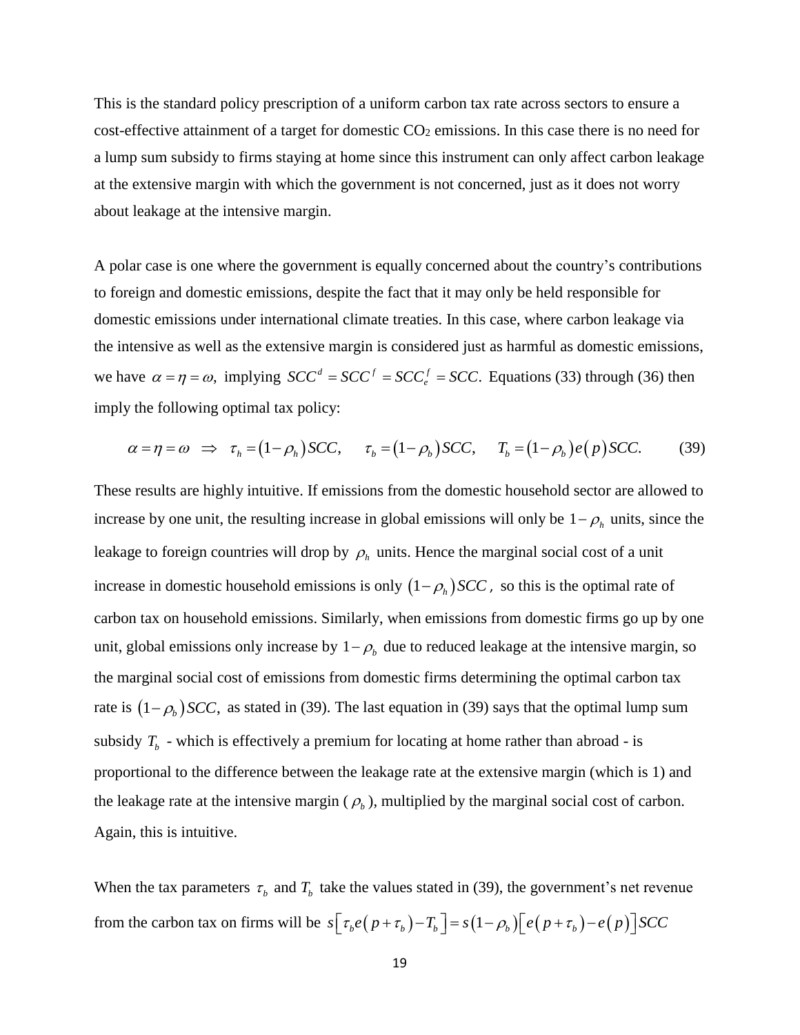This is the standard policy prescription of a uniform carbon tax rate across sectors to ensure a cost-effective attainment of a target for domestic $CO_2$ emissions. In this case there is no need for a lump sum subsidy to firms staying at home since this instrument can only affect carbon leakage at the extensive margin with which the government is not concerned, just as it does not worry about leakage at the intensive margin.

A polar case is one where the government is equally concerned about the country's contributions to foreign and domestic emissions, despite the fact that it may only be held responsible for domestic emissions under international climate treaties. In this case, where carbon leakage via the intensive as well as the extensive margin is considered just as harmful as domestic emissions, we have $\alpha = \eta = \omega,$ implying $SCC^d = SCC^f = SCC_e^f = SCC.$ Equations (33) through (36) then imply the following optimal tax policy:

$$\alpha = \eta = \omega \;\;\Rightarrow\;\; \tau_h = (1-\rho_h)SCC, \qquad \tau_b = (1-\rho_b)SCC, \qquad T_b = (1-\rho_b)e(p)SCC. \tag{39}$$

These results are highly intuitive. If emissions from the domestic household sector are allowed to increase by one unit, the resulting increase in global emissions will only be $1-\rho_h$ units, since the leakage to foreign countries will drop by $\rho_h$ units. Hence the marginal social cost of a unit increase in domestic household emissions is only $(1-\rho_h)SCC$, so this is the optimal rate of carbon tax on household emissions. Similarly, when emissions from domestic firms go up by one unit, global emissions only increase by $1-\rho_b$ due to reduced leakage at the intensive margin, so the marginal social cost of emissions from domestic firms determining the optimal carbon tax rate is $(1-\rho_b)SCC,$ as stated in (39). The last equation in (39) says that the optimal lump sum subsidy $T_b$ - which is effectively a premium for locating at home rather than abroad - is proportional to the difference between the leakage rate at the extensive margin (which is 1) and the leakage rate at the intensive margin ($\rho_b$), multiplied by the marginal social cost of carbon. Again, this is intuitive.

When the tax parameters $\tau_b$ and $T_b$ take the values stated in (39), the government's net revenue from the carbon tax on firms will be $s\left[\tau_b e(p+\tau_b) - T_b\right] = s(1-\rho_b)\left[e(p+\tau_b) - e(p)\right]SCC$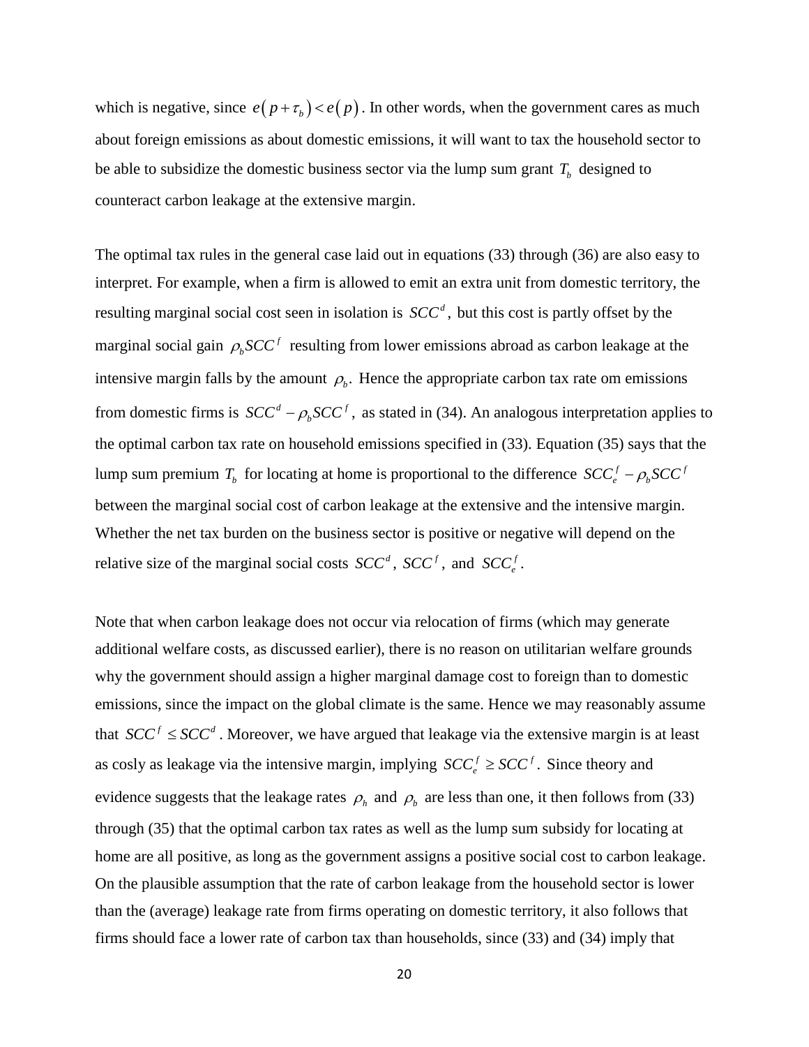which is negative, since $e(p+\tau_b) < e(p)$. In other words, when the government cares as much about foreign emissions as about domestic emissions, it will want to tax the household sector to be able to subsidize the domestic business sector via the lump sum grant $T_b$ designed to counteract carbon leakage at the extensive margin.

The optimal tax rules in the general case laid out in equations (33) through (36) are also easy to interpret. For example, when a firm is allowed to emit an extra unit from domestic territory, the resulting marginal social cost seen in isolation is $SCC^d$, but this cost is partly offset by the marginal social gain $\rho_b SCC^f$ resulting from lower emissions abroad as carbon leakage at the intensive margin falls by the amount $\rho_b$. Hence the appropriate carbon tax rate om emissions from domestic firms is $SCC^d - \rho_b SCC^f$, as stated in (34). An analogous interpretation applies to the optimal carbon tax rate on household emissions specified in (33). Equation (35) says that the lump sum premium $T_b$ for locating at home is proportional to the difference $SCC_e^f - \rho_b SCC^f$ between the marginal social cost of carbon leakage at the extensive and the intensive margin. Whether the net tax burden on the business sector is positive or negative will depend on the relative size of the marginal social costs $SCC^d$, $SCC^f$, and $SCC_e^f$.

Note that when carbon leakage does not occur via relocation of firms (which may generate additional welfare costs, as discussed earlier), there is no reason on utilitarian welfare grounds why the government should assign a higher marginal damage cost to foreign than to domestic emissions, since the impact on the global climate is the same. Hence we may reasonably assume that $SCC^f \leq SCC^d$. Moreover, we have argued that leakage via the extensive margin is at least as cosly as leakage via the intensive margin, implying $SCC_e^f \geq SCC^f$. Since theory and evidence suggests that the leakage rates $\rho_h$ and $\rho_b$ are less than one, it then follows from (33) through (35) that the optimal carbon tax rates as well as the lump sum subsidy for locating at home are all positive, as long as the government assigns a positive social cost to carbon leakage. On the plausible assumption that the rate of carbon leakage from the household sector is lower than the (average) leakage rate from firms operating on domestic territory, it also follows that firms should face a lower rate of carbon tax than households, since (33) and (34) imply that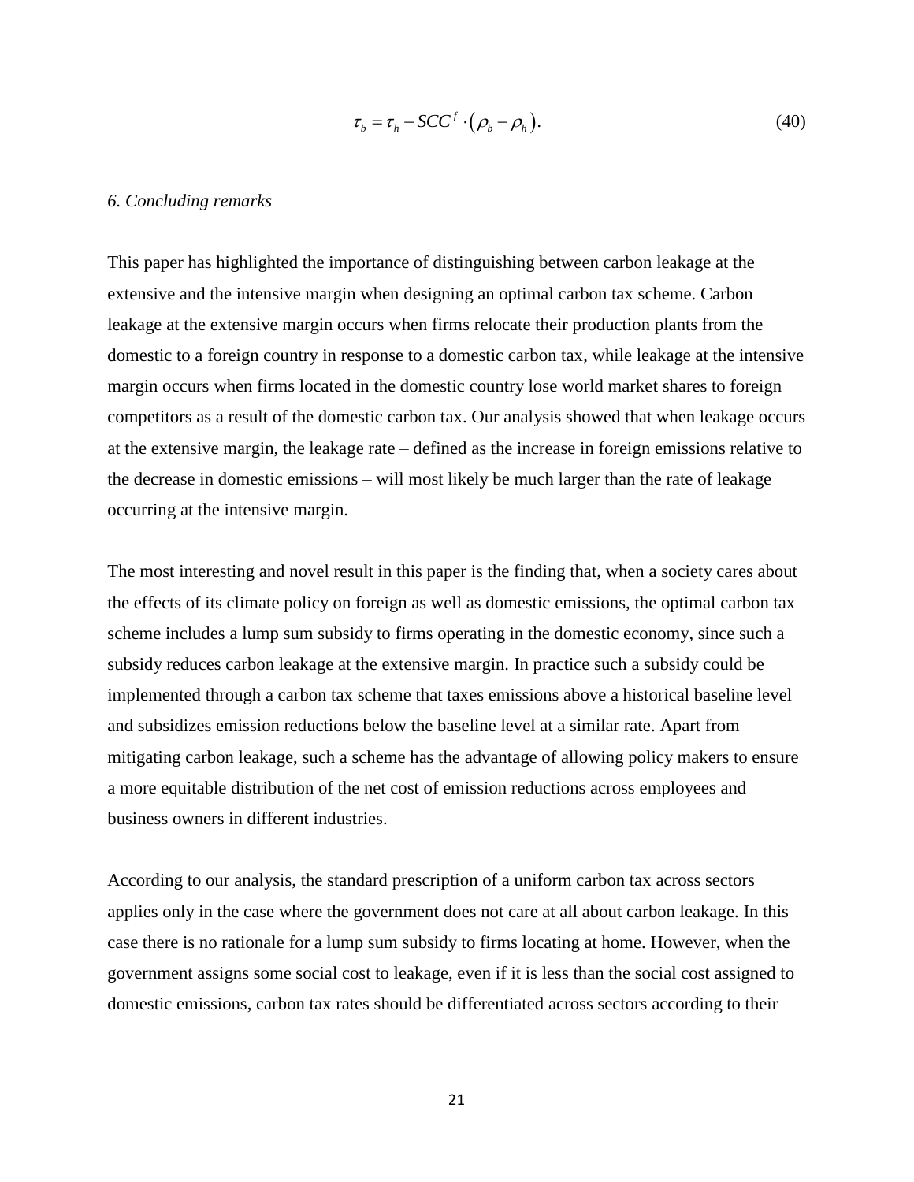$$\tau_b = \tau_h - SCC^f \cdot \left(\rho_b - \rho_h\right). \tag{40}$$

*6. Concluding remarks*

This paper has highlighted the importance of distinguishing between carbon leakage at the extensive and the intensive margin when designing an optimal carbon tax scheme. Carbon leakage at the extensive margin occurs when firms relocate their production plants from the domestic to a foreign country in response to a domestic carbon tax, while leakage at the intensive margin occurs when firms located in the domestic country lose world market shares to foreign competitors as a result of the domestic carbon tax. Our analysis showed that when leakage occurs at the extensive margin, the leakage rate – defined as the increase in foreign emissions relative to the decrease in domestic emissions – will most likely be much larger than the rate of leakage occurring at the intensive margin.

The most interesting and novel result in this paper is the finding that, when a society cares about the effects of its climate policy on foreign as well as domestic emissions, the optimal carbon tax scheme includes a lump sum subsidy to firms operating in the domestic economy, since such a subsidy reduces carbon leakage at the extensive margin. In practice such a subsidy could be implemented through a carbon tax scheme that taxes emissions above a historical baseline level and subsidizes emission reductions below the baseline level at a similar rate. Apart from mitigating carbon leakage, such a scheme has the advantage of allowing policy makers to ensure a more equitable distribution of the net cost of emission reductions across employees and business owners in different industries.

According to our analysis, the standard prescription of a uniform carbon tax across sectors applies only in the case where the government does not care at all about carbon leakage. In this case there is no rationale for a lump sum subsidy to firms locating at home. However, when the government assigns some social cost to leakage, even if it is less than the social cost assigned to domestic emissions, carbon tax rates should be differentiated across sectors according to their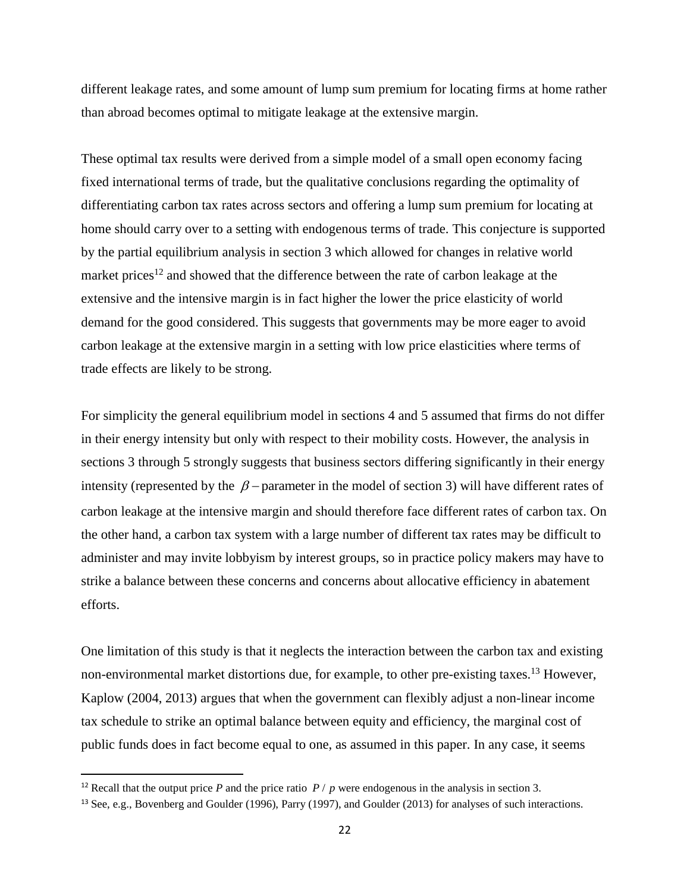different leakage rates, and some amount of lump sum premium for locating firms at home rather than abroad becomes optimal to mitigate leakage at the extensive margin.

These optimal tax results were derived from a simple model of a small open economy facing fixed international terms of trade, but the qualitative conclusions regarding the optimality of differentiating carbon tax rates across sectors and offering a lump sum premium for locating at home should carry over to a setting with endogenous terms of trade. This conjecture is supported by the partial equilibrium analysis in section 3 which allowed for changes in relative world market prices[12] and showed that the difference between the rate of carbon leakage at the extensive and the intensive margin is in fact higher the lower the price elasticity of world demand for the good considered. This suggests that governments may be more eager to avoid carbon leakage at the extensive margin in a setting with low price elasticities where terms of trade effects are likely to be strong.

For simplicity the general equilibrium model in sections 4 and 5 assumed that firms do not differ in their energy intensity but only with respect to their mobility costs. However, the analysis in sections 3 through 5 strongly suggests that business sectors differing significantly in their energy intensity (represented by the $\beta$ – parameter in the model of section 3) will have different rates of carbon leakage at the intensive margin and should therefore face different rates of carbon tax. On the other hand, a carbon tax system with a large number of different tax rates may be difficult to administer and may invite lobbyism by interest groups, so in practice policy makers may have to strike a balance between these concerns and concerns about allocative efficiency in abatement efforts.

One limitation of this study is that it neglects the interaction between the carbon tax and existing non-environmental market distortions due, for example, to other pre-existing taxes.[13] However, Kaplow (2004, 2013) argues that when the government can flexibly adjust a non-linear income tax schedule to strike an optimal balance between equity and efficiency, the marginal cost of public funds does in fact become equal to one, as assumed in this paper. In any case, it seems

[12] Recall that the output price $P$ and the price ratio $P/p$ were endogenous in the analysis in section 3.

[13] See, e.g., Bovenberg and Goulder (1996), Parry (1997), and Goulder (2013) for analyses of such interactions.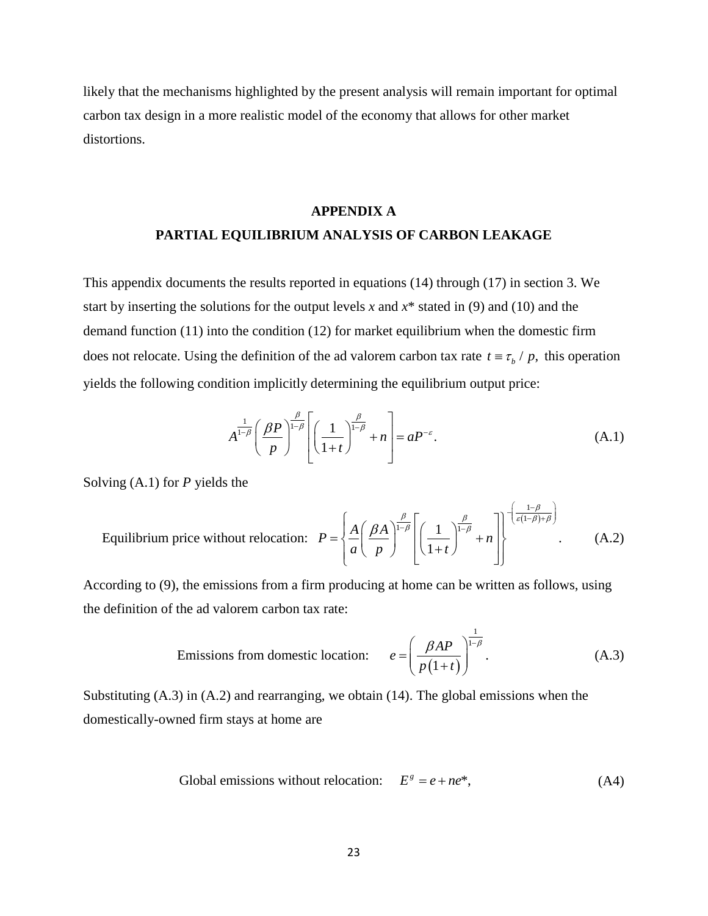likely that the mechanisms highlighted by the present analysis will remain important for optimal carbon tax design in a more realistic model of the economy that allows for other market distortions.

## APPENDIX A
## PARTIAL EQUILIBRIUM ANALYSIS OF CARBON LEAKAGE

This appendix documents the results reported in equations (14) through (17) in section 3. We start by inserting the solutions for the output levels $x$ and $x^*$ stated in (9) and (10) and the demand function (11) into the condition (12) for market equilibrium when the domestic firm does not relocate. Using the definition of the ad valorem carbon tax rate $t \equiv \tau_b / p$, this operation yields the following condition implicitly determining the equilibrium output price:

$$A^{\frac{1}{1-\beta}}\left(\frac{\beta P}{p}\right)^{\frac{\beta}{1-\beta}}\left[\left(\frac{1}{1+t}\right)^{\frac{\beta}{1-\beta}}+n\right]=aP^{-\varepsilon}. \tag{A.1}$$

Solving (A.1) for $P$ yields the

Equilibrium price without relocation: $$P=\left\{\frac{A}{a}\left(\frac{\beta A}{p}\right)^{\frac{\beta}{1-\beta}}\left[\left(\frac{1}{1+t}\right)^{\frac{\beta}{1-\beta}}+n\right]\right\}^{-\left(\frac{1-\beta}{\varepsilon(1-\beta)+\beta}\right)}. \tag{A.2}$$

According to (9), the emissions from a firm producing at home can be written as follows, using the definition of the ad valorem carbon tax rate:

Emissions from domestic location: $$e=\left(\frac{\beta AP}{p(1+t)}\right)^{\frac{1}{1-\beta}}. \tag{A.3}$$

Substituting (A.3) in (A.2) and rearranging, we obtain (14). The global emissions when the domestically-owned firm stays at home are

Global emissions without relocation: $$E^g = e + ne^*, \tag{A4}$$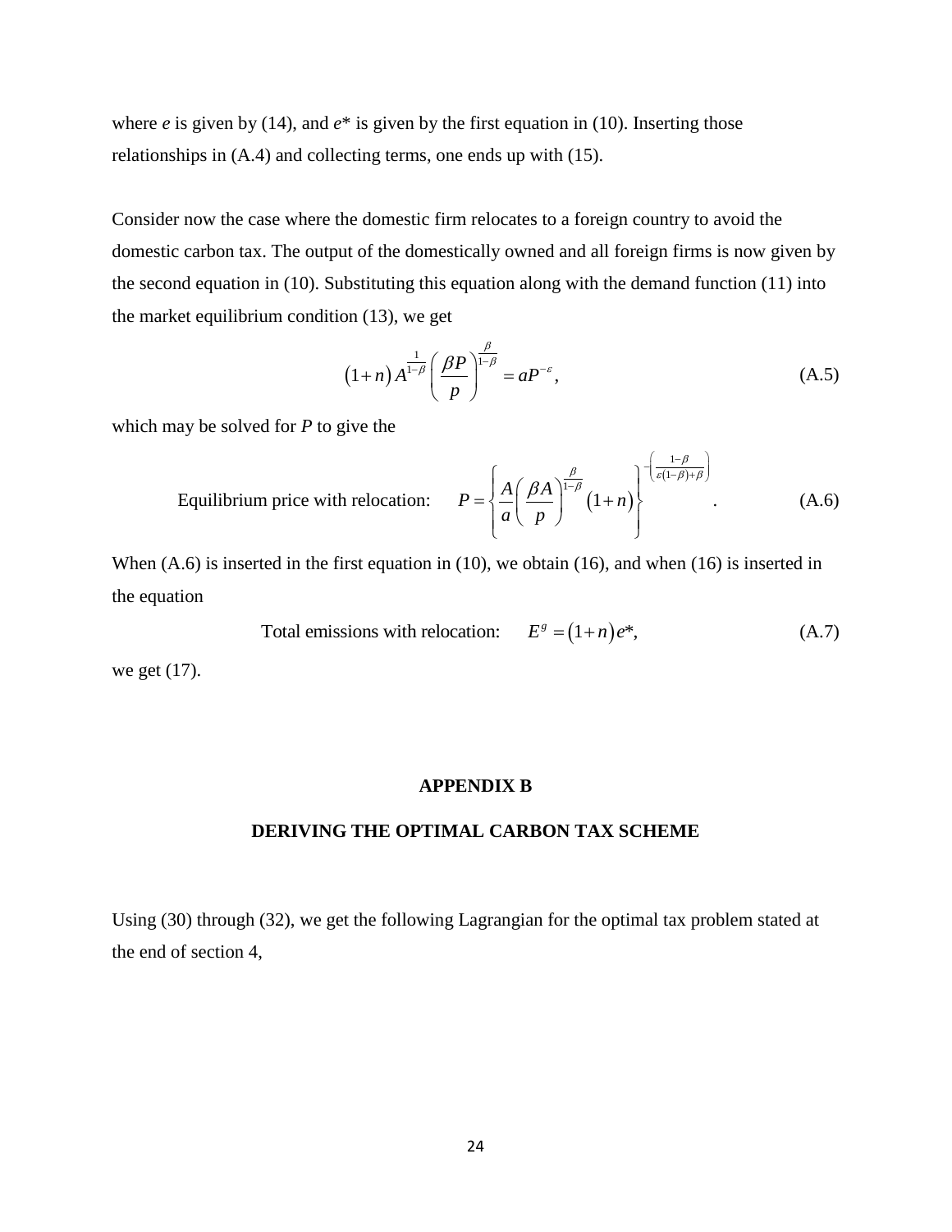where $e$ is given by (14), and $e$* is given by the first equation in (10). Inserting those relationships in (A.4) and collecting terms, one ends up with (15).

Consider now the case where the domestic firm relocates to a foreign country to avoid the domestic carbon tax. The output of the domestically owned and all foreign firms is now given by the second equation in (10). Substituting this equation along with the demand function (11) into the market equilibrium condition (13), we get

$$\left(1+n\right)A^{\frac{1}{1-\beta}}\left(\frac{\beta P}{p}\right)^{\frac{\beta}{1-\beta}}=aP^{-\varepsilon}, \tag{A.5}$$

which may be solved for $P$ to give the

$$\text{Equilibrium price with relocation:} \qquad P=\left\{\frac{A}{a}\left(\frac{\beta A}{p}\right)^{\frac{\beta}{1-\beta}}\left(1+n\right)\right\}^{-\left(\frac{1-\beta}{\varepsilon(1-\beta)+\beta}\right)}. \tag{A.6}$$

When (A.6) is inserted in the first equation in (10), we obtain (16), and when (16) is inserted in the equation

$$\text{Total emissions with relocation:} \qquad E^{g}=\left(1+n\right)e^{*}, \tag{A.7}$$

we get (17).

## APPENDIX B

## DERIVING THE OPTIMAL CARBON TAX SCHEME

Using (30) through (32), we get the following Lagrangian for the optimal tax problem stated at the end of section 4,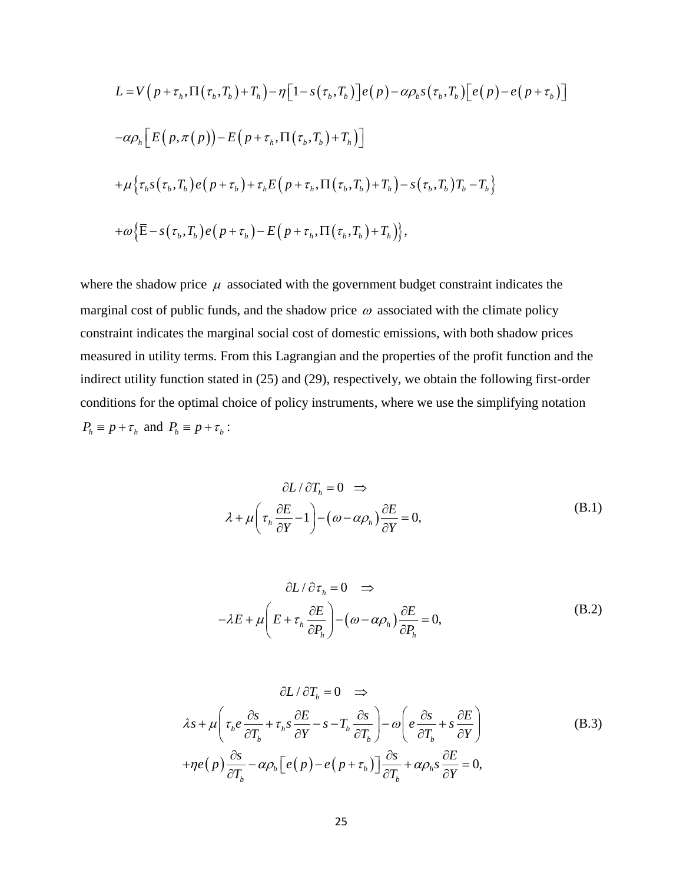$$
\begin{aligned}
L &= V\left(p+\tau_h, \Pi\left(\tau_b, T_b\right)+T_h\right) - \eta\left[1-s\left(\tau_b, T_b\right)\right]e\left(p\right) - \alpha\rho_b s\left(\tau_b, T_b\right)\left[e\left(p\right)-e\left(p+\tau_b\right)\right] \\
&-\alpha\rho_h\left[E\left(p, \pi\left(p\right)\right) - E\left(p+\tau_h, \Pi\left(\tau_b, T_b\right)+T_h\right)\right] \\
&+\mu\left\{\tau_b s\left(\tau_b, T_b\right)e\left(p+\tau_b\right) + \tau_h E\left(p+\tau_h, \Pi\left(\tau_b, T_b\right)+T_h\right) - s\left(\tau_b, T_b\right)T_b - T_h\right\} \\
&+\omega\left\{\overline{\mathrm{E}} - s\left(\tau_b, T_b\right)e\left(p+\tau_b\right) - E\left(p+\tau_h, \Pi\left(\tau_b, T_b\right)+T_h\right)\right\},
\end{aligned}
$$

where the shadow price $\mu$ associated with the government budget constraint indicates the marginal cost of public funds, and the shadow price $\omega$ associated with the climate policy constraint indicates the marginal social cost of domestic emissions, with both shadow prices measured in utility terms. From this Lagrangian and the properties of the profit function and the indirect utility function stated in (25) and (29), respectively, we obtain the following first-order conditions for the optimal choice of policy instruments, where we use the simplifying notation $P_h \equiv p+\tau_h$ and $P_b \equiv p+\tau_b$:

$$
\begin{gathered}
\partial L / \partial T_h = 0 \quad \Rightarrow \\
\lambda + \mu\left(\tau_h \frac{\partial E}{\partial Y} - 1\right) - \left(\omega - \alpha\rho_h\right)\frac{\partial E}{\partial Y} = 0,
\end{gathered}
\tag{B.1}
$$

$$
\begin{gathered}
\partial L / \partial \tau_h = 0 \quad \Rightarrow \\
-\lambda E + \mu\left(E + \tau_h \frac{\partial E}{\partial P_h}\right) - \left(\omega - \alpha\rho_h\right)\frac{\partial E}{\partial P_h} = 0,
\end{gathered}
\tag{B.2}
$$

$$
\begin{gathered}
\partial L / \partial T_b = 0 \quad \Rightarrow \\
\lambda s + \mu\left(\tau_b e \frac{\partial s}{\partial T_b} + \tau_h s \frac{\partial E}{\partial Y} - s - T_b \frac{\partial s}{\partial T_b}\right) - \omega\left(e\frac{\partial s}{\partial T_b} + s\frac{\partial E}{\partial Y}\right) \\
+\eta e\left(p\right)\frac{\partial s}{\partial T_b} - \alpha\rho_b\left[e\left(p\right) - e\left(p+\tau_b\right)\right]\frac{\partial s}{\partial T_b} + \alpha\rho_h s\frac{\partial E}{\partial Y} = 0,
\end{gathered}
\tag{B.3}
$$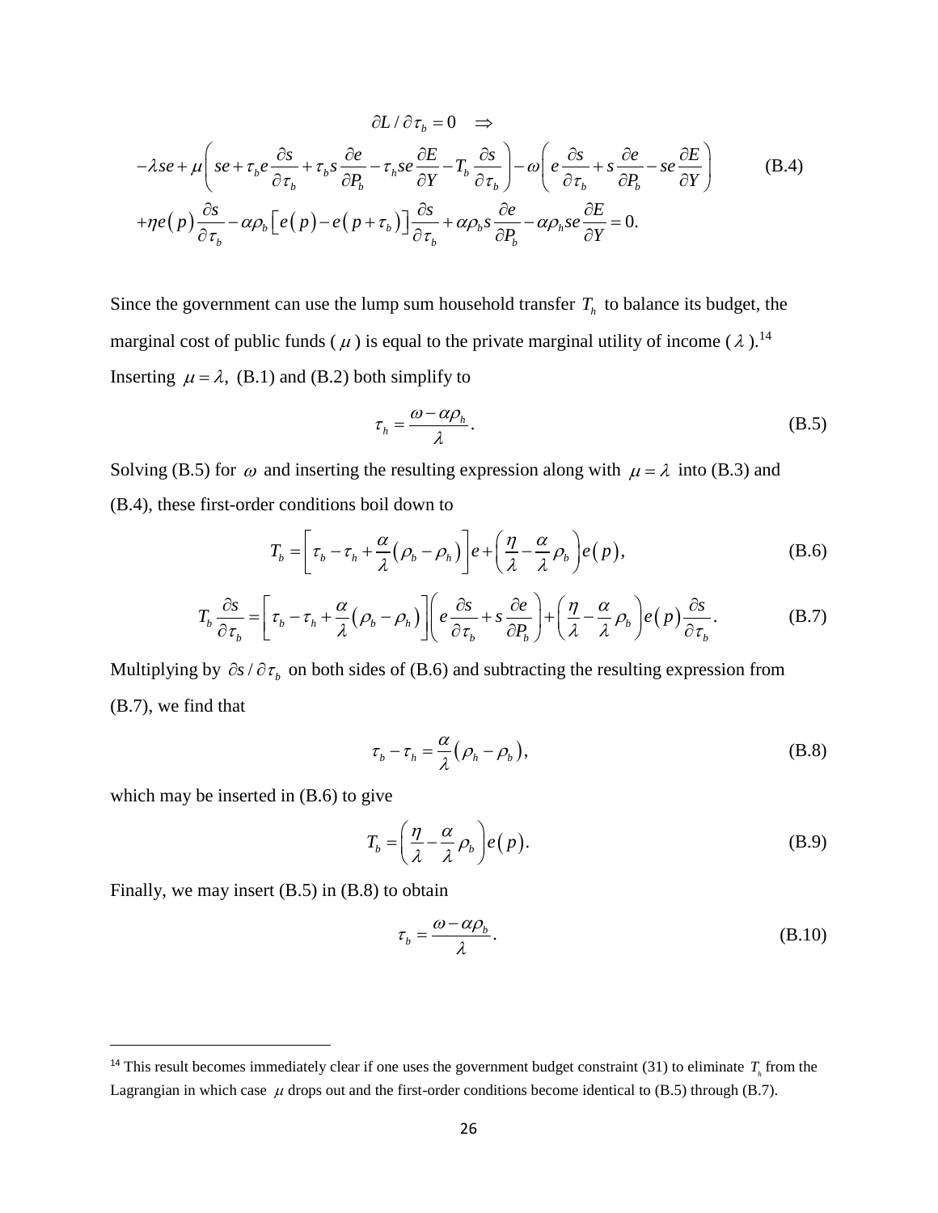$$\partial L / \partial \tau_b = 0 \quad \Rightarrow$$

$$-\lambda se + \mu\left( se + \tau_b e \frac{\partial s}{\partial \tau_b} + \tau_b s \frac{\partial e}{\partial P_b} - \tau_h se \frac{\partial E}{\partial Y} - T_b \frac{\partial s}{\partial \tau_b} \right) - \omega\left( e \frac{\partial s}{\partial \tau_b} + s \frac{\partial e}{\partial P_b} - se \frac{\partial E}{\partial Y} \right) \tag{B.4}$$

$$+\eta e(p) \frac{\partial s}{\partial \tau_b} - \alpha \rho_b \left[ e(p) - e(p+\tau_b) \right] \frac{\partial s}{\partial \tau_b} + \alpha \rho_b s \frac{\partial e}{\partial P_b} - \alpha \rho_h se \frac{\partial E}{\partial Y} = 0.$$

Since the government can use the lump sum household transfer $T_h$ to balance its budget, the marginal cost of public funds ($\mu$) is equal to the private marginal utility of income ($\lambda$).[14] Inserting $\mu = \lambda$, (B.1) and (B.2) both simplify to

$$\tau_h = \frac{\omega - \alpha \rho_h}{\lambda}. \tag{B.5}$$

Solving (B.5) for $\omega$ and inserting the resulting expression along with $\mu = \lambda$ into (B.3) and (B.4), these first-order conditions boil down to

$$T_b = \left[ \tau_b - \tau_h + \frac{\alpha}{\lambda}(\rho_b - \rho_h) \right] e + \left( \frac{\eta}{\lambda} - \frac{\alpha}{\lambda} \rho_b \right) e(p), \tag{B.6}$$

$$T_b \frac{\partial s}{\partial \tau_b} = \left[ \tau_b - \tau_h + \frac{\alpha}{\lambda}(\rho_b - \rho_h) \right] \left( e \frac{\partial s}{\partial \tau_b} + s \frac{\partial e}{\partial P_b} \right) + \left( \frac{\eta}{\lambda} - \frac{\alpha}{\lambda} \rho_b \right) e(p) \frac{\partial s}{\partial \tau_b}. \tag{B.7}$$

Multiplying by $\partial s / \partial \tau_b$ on both sides of (B.6) and subtracting the resulting expression from (B.7), we find that

$$\tau_b - \tau_h = \frac{\alpha}{\lambda}(\rho_h - \rho_b), \tag{B.8}$$

which may be inserted in (B.6) to give

$$T_b = \left( \frac{\eta}{\lambda} - \frac{\alpha}{\lambda} \rho_b \right) e(p). \tag{B.9}$$

Finally, we may insert (B.5) in (B.8) to obtain

$$\tau_b = \frac{\omega - \alpha \rho_b}{\lambda}. \tag{B.10}$$

---

[14] This result becomes immediately clear if one uses the government budget constraint (31) to eliminate $T_h$ from the Lagrangian in which case $\mu$ drops out and the first-order conditions become identical to (B.5) through (B.7).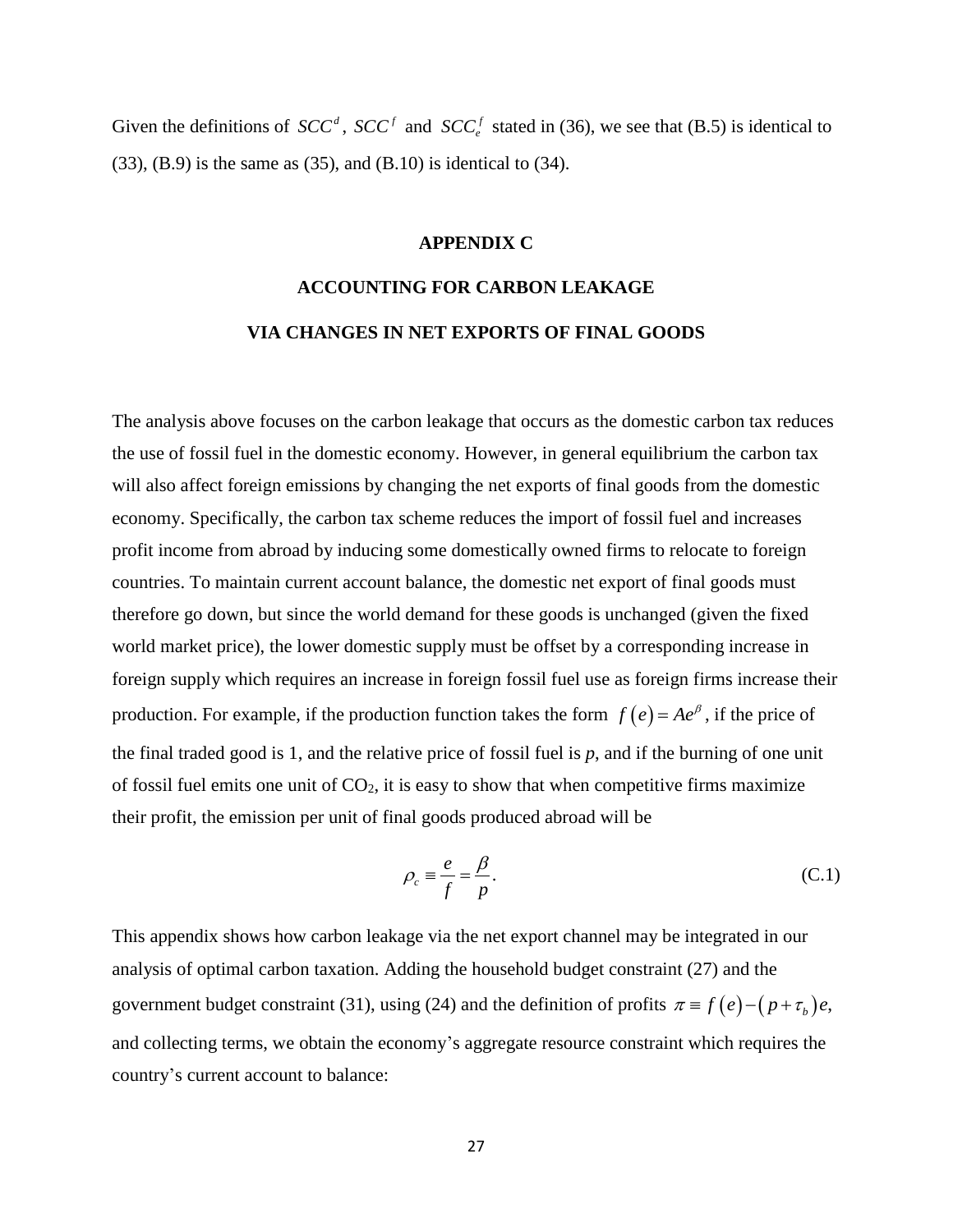Given the definitions of $SCC^d$, $SCC^f$ and $SCC_e^f$ stated in (36), we see that (B.5) is identical to (33), (B.9) is the same as (35), and (B.10) is identical to (34).

## APPENDIX C

## ACCOUNTING FOR CARBON LEAKAGE VIA CHANGES IN NET EXPORTS OF FINAL GOODS

The analysis above focuses on the carbon leakage that occurs as the domestic carbon tax reduces the use of fossil fuel in the domestic economy. However, in general equilibrium the carbon tax will also affect foreign emissions by changing the net exports of final goods from the domestic economy. Specifically, the carbon tax scheme reduces the import of fossil fuel and increases profit income from abroad by inducing some domestically owned firms to relocate to foreign countries. To maintain current account balance, the domestic net export of final goods must therefore go down, but since the world demand for these goods is unchanged (given the fixed world market price), the lower domestic supply must be offset by a corresponding increase in foreign supply which requires an increase in foreign fossil fuel use as foreign firms increase their production. For example, if the production function takes the form $f(e) = Ae^{\beta}$, if the price of the final traded good is 1, and the relative price of fossil fuel is *p*, and if the burning of one unit of fossil fuel emits one unit of $CO_2$, it is easy to show that when competitive firms maximize their profit, the emission per unit of final goods produced abroad will be

$$\rho_c \equiv \frac{e}{f} = \frac{\beta}{p}. \tag{C.1}$$

This appendix shows how carbon leakage via the net export channel may be integrated in our analysis of optimal carbon taxation. Adding the household budget constraint (27) and the government budget constraint (31), using (24) and the definition of profits $\pi \equiv f(e) - (p + \tau_b)e$, and collecting terms, we obtain the economy's aggregate resource constraint which requires the country's current account to balance: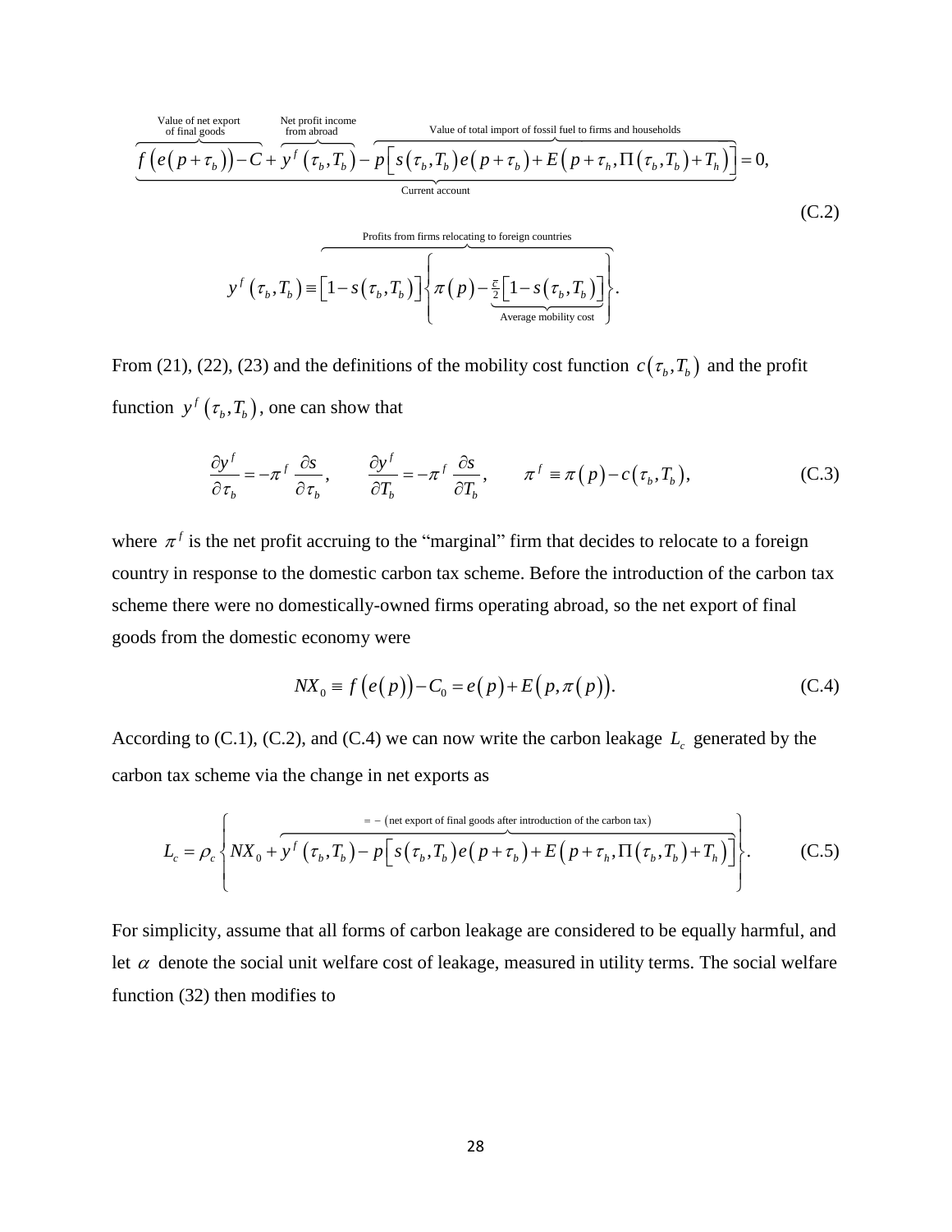$$\underbrace{\overbrace{f\left(e\left(p+\tau_b\right)\right)-C}^{\text{Value of net export of final goods}}+\overbrace{y^f\left(\tau_b,T_b\right)}^{\text{Net profit income from abroad}}-\overbrace{p\left[s\left(\tau_b,T_b\right)e\left(p+\tau_b\right)+E\left(p+\tau_h,\Pi\left(\tau_b,T_b\right)+T_h\right)\right]}^{\text{Value of total import of fossil fuel to firms and households}}}_{\text{Current account}}=0, \tag{C.2}$$

$$y^f\left(\tau_b,T_b\right)\equiv\overbrace{\left[1-s\left(\tau_b,T_b\right)\right]\left\{\pi\left(p\right)-\underbrace{\tfrac{\overline{c}}{2}\left[1-s\left(\tau_b,T_b\right)\right]}_{\text{Average mobility cost}}\right\}}^{\text{Profits from firms relocating to foreign countries}}.$$

From (21), (22), (23) and the definitions of the mobility cost function $c\left(\tau_b,T_b\right)$ and the profit function $y^f\left(\tau_b,T_b\right)$, one can show that

$$\frac{\partial y^f}{\partial \tau_b}=-\pi^f\,\frac{\partial s}{\partial \tau_b},\qquad \frac{\partial y^f}{\partial T_b}=-\pi^f\,\frac{\partial s}{\partial T_b},\qquad \pi^f\equiv\pi\left(p\right)-c\left(\tau_b,T_b\right), \tag{C.3}$$

where $\pi^f$ is the net profit accruing to the "marginal" firm that decides to relocate to a foreign country in response to the domestic carbon tax scheme. Before the introduction of the carbon tax scheme there were no domestically-owned firms operating abroad, so the net export of final goods from the domestic economy were

$$NX_0\equiv f\left(e\left(p\right)\right)-C_0=e\left(p\right)+E\left(p,\pi\left(p\right)\right). \tag{C.4}$$

According to (C.1), (C.2), and (C.4) we can now write the carbon leakage $L_c$ generated by the carbon tax scheme via the change in net exports as

$$L_c=\rho_c\left\{NX_0+\overbrace{y^f\left(\tau_b,T_b\right)-p\left[s\left(\tau_b,T_b\right)e\left(p+\tau_b\right)+E\left(p+\tau_h,\Pi\left(\tau_b,T_b\right)+T_h\right)\right]}^{=\,-\,\left(\text{net export of final goods after introduction of the carbon tax}\right)}\right\}. \tag{C.5}$$

For simplicity, assume that all forms of carbon leakage are considered to be equally harmful, and let $\alpha$ denote the social unit welfare cost of leakage, measured in utility terms. The social welfare function (32) then modifies to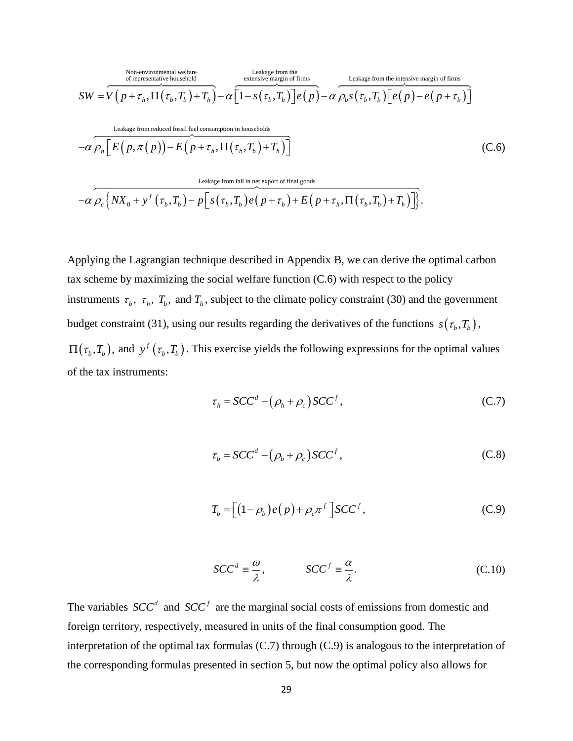$$
\begin{aligned}
SW = {} & \overbrace{V\left(p+\tau_h, \Pi\left(\tau_b, T_b\right)+T_h\right)}^{\text{Non-environmental welfare of representative household}} - \alpha \overbrace{\left[1-s\left(\tau_b, T_b\right)\right] e\left(p\right)}^{\text{Leakage from the extensive margin of firms}} - \alpha \overbrace{\rho_b s\left(\tau_b, T_b\right)\left[e\left(p\right)-e\left(p+\tau_b\right)\right]}^{\text{Leakage from the intensive margin of firms}} \\
& -\alpha \overbrace{\rho_h \left[E\left(p, \pi\left(p\right)\right) - E\left(p+\tau_h, \Pi\left(\tau_b, T_b\right)+T_h\right)\right]}^{\text{Leakage from reduced fossil fuel consumption in households}} \\
& -\alpha \overbrace{\rho_c \left\{NX_0 + y^f\left(\tau_b, T_b\right) - p\left[s\left(\tau_b, T_b\right) e\left(p+\tau_b\right) + E\left(p+\tau_h, \Pi\left(\tau_b, T_b\right)+T_h\right)\right]\right\}}^{\text{Leakage from fall in net export of final goods}}.
\end{aligned}
\tag{C.6}
$$

Applying the Lagrangian technique described in Appendix B, we can derive the optimal carbon tax scheme by maximizing the social welfare function (C.6) with respect to the policy instruments $\tau_b$, $\tau_h$, $T_b$, and $T_h$, subject to the climate policy constraint (30) and the government budget constraint (31), using our results regarding the derivatives of the functions $s\left(\tau_b, T_b\right)$, $\Pi\left(\tau_b, T_b\right)$, and $y^f\left(\tau_b, T_b\right)$. This exercise yields the following expressions for the optimal values of the tax instruments:

$$
\tau_h = SCC^d - \left(\rho_h + \rho_c\right) SCC^f, \tag{C.7}
$$

$$
\tau_b = SCC^d - \left(\rho_b + \rho_c\right) SCC^f, \tag{C.8}
$$

$$
T_b = \left[\left(1-\rho_b\right) e\left(p\right) + \rho_c \pi^f\right] SCC^f, \tag{C.9}
$$

$$
SCC^d \equiv \frac{\omega}{\lambda}, \qquad SCC^f \equiv \frac{\alpha}{\lambda}. \tag{C.10}
$$

The variables $SCC^d$ and $SCC^f$ are the marginal social costs of emissions from domestic and foreign territory, respectively, measured in units of the final consumption good. The interpretation of the optimal tax formulas (C.7) through (C.9) is analogous to the interpretation of the corresponding formulas presented in section 5, but now the optimal policy also allows for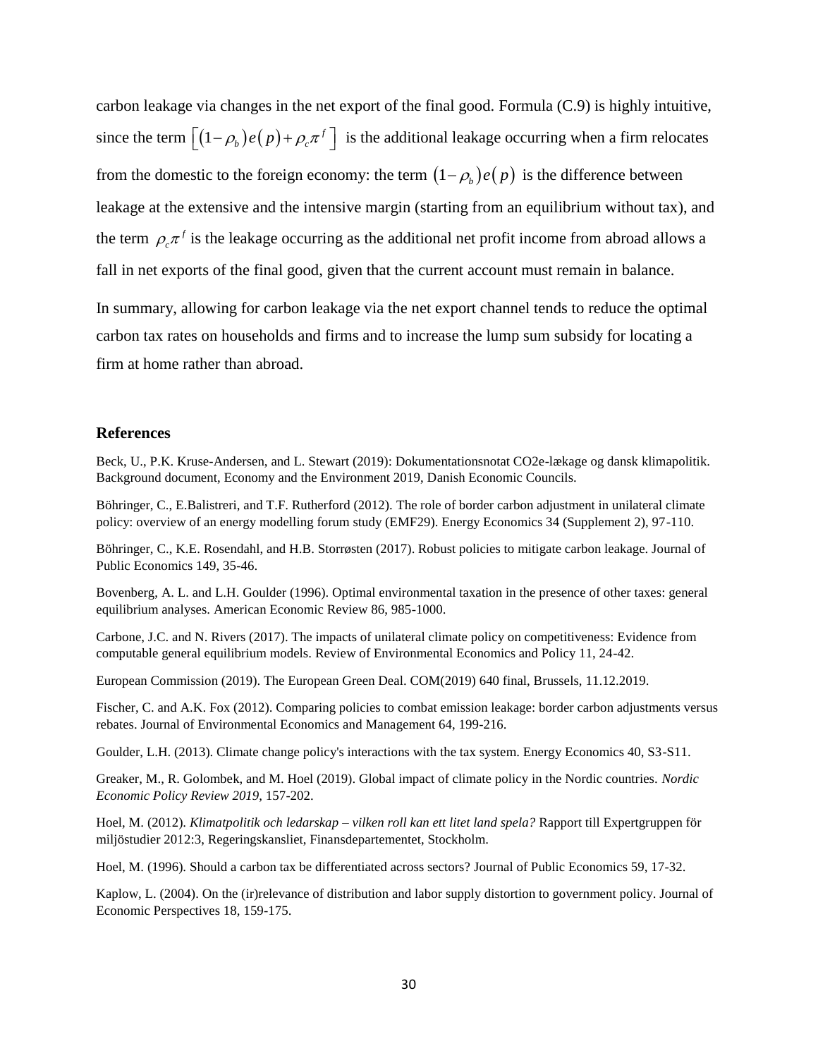carbon leakage via changes in the net export of the final good. Formula (C.9) is highly intuitive, since the term $\left[(1-\rho_b)e(p)+\rho_c\pi^f\right]$ is the additional leakage occurring when a firm relocates from the domestic to the foreign economy: the term $(1-\rho_b)e(p)$ is the difference between leakage at the extensive and the intensive margin (starting from an equilibrium without tax), and the term $\rho_c\pi^f$ is the leakage occurring as the additional net profit income from abroad allows a fall in net exports of the final good, given that the current account must remain in balance.

In summary, allowing for carbon leakage via the net export channel tends to reduce the optimal carbon tax rates on households and firms and to increase the lump sum subsidy for locating a firm at home rather than abroad.

## References

Beck, U., P.K. Kruse-Andersen, and L. Stewart (2019): Dokumentationsnotat CO2e-lækage og dansk klimapolitik. Background document, Economy and the Environment 2019, Danish Economic Councils.

Böhringer, C., E.Balistreri, and T.F. Rutherford (2012). The role of border carbon adjustment in unilateral climate policy: overview of an energy modelling forum study (EMF29). Energy Economics 34 (Supplement 2), 97-110.

Böhringer, C., K.E. Rosendahl, and H.B. Storrøsten (2017). Robust policies to mitigate carbon leakage. Journal of Public Economics 149, 35-46.

Bovenberg, A. L. and L.H. Goulder (1996). Optimal environmental taxation in the presence of other taxes: general equilibrium analyses. American Economic Review 86, 985-1000.

Carbone, J.C. and N. Rivers (2017). The impacts of unilateral climate policy on competitiveness: Evidence from computable general equilibrium models. Review of Environmental Economics and Policy 11, 24-42.

European Commission (2019). The European Green Deal. COM(2019) 640 final, Brussels, 11.12.2019.

Fischer, C. and A.K. Fox (2012). Comparing policies to combat emission leakage: border carbon adjustments versus rebates. Journal of Environmental Economics and Management 64, 199-216.

Goulder, L.H. (2013). Climate change policy's interactions with the tax system. Energy Economics 40, S3-S11.

Greaker, M., R. Golombek, and M. Hoel (2019). Global impact of climate policy in the Nordic countries. *Nordic Economic Policy Review 2019*, 157-202.

Hoel, M. (2012). *Klimatpolitik och ledarskap – vilken roll kan ett litet land spela?* Rapport till Expertgruppen för miljöstudier 2012:3, Regeringskansliet, Finansdepartementet, Stockholm.

Hoel, M. (1996). Should a carbon tax be differentiated across sectors? Journal of Public Economics 59, 17-32.

Kaplow, L. (2004). On the (ir)relevance of distribution and labor supply distortion to government policy. Journal of Economic Perspectives 18, 159-175.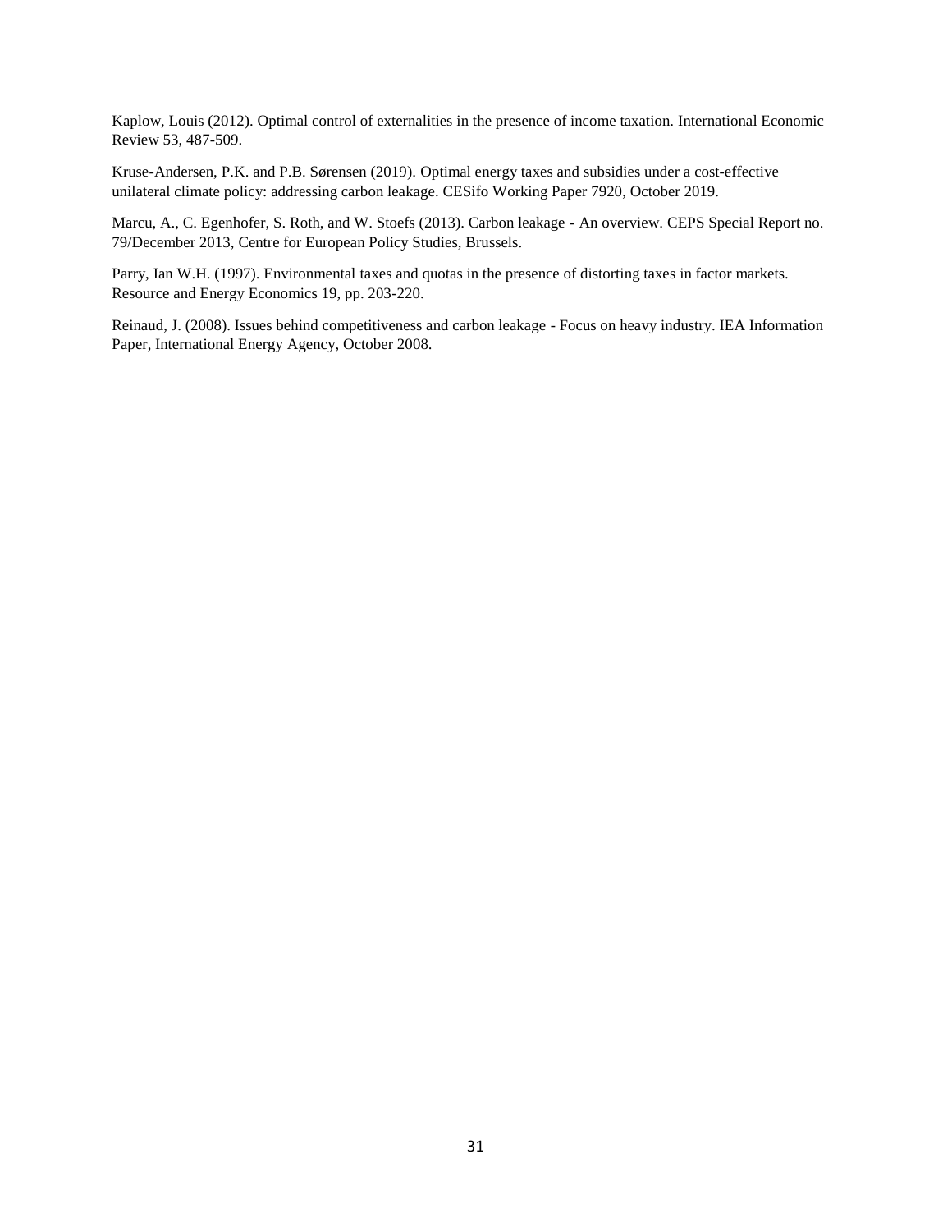Kaplow, Louis (2012). Optimal control of externalities in the presence of income taxation. International Economic Review 53, 487-509.

Kruse-Andersen, P.K. and P.B. Sørensen (2019). Optimal energy taxes and subsidies under a cost-effective unilateral climate policy: addressing carbon leakage. CESifo Working Paper 7920, October 2019.

Marcu, A., C. Egenhofer, S. Roth, and W. Stoefs (2013). Carbon leakage - An overview. CEPS Special Report no. 79/December 2013, Centre for European Policy Studies, Brussels.

Parry, Ian W.H. (1997). Environmental taxes and quotas in the presence of distorting taxes in factor markets. Resource and Energy Economics 19, pp. 203-220.

Reinaud, J. (2008). Issues behind competitiveness and carbon leakage - Focus on heavy industry. IEA Information Paper, International Energy Agency, October 2008.